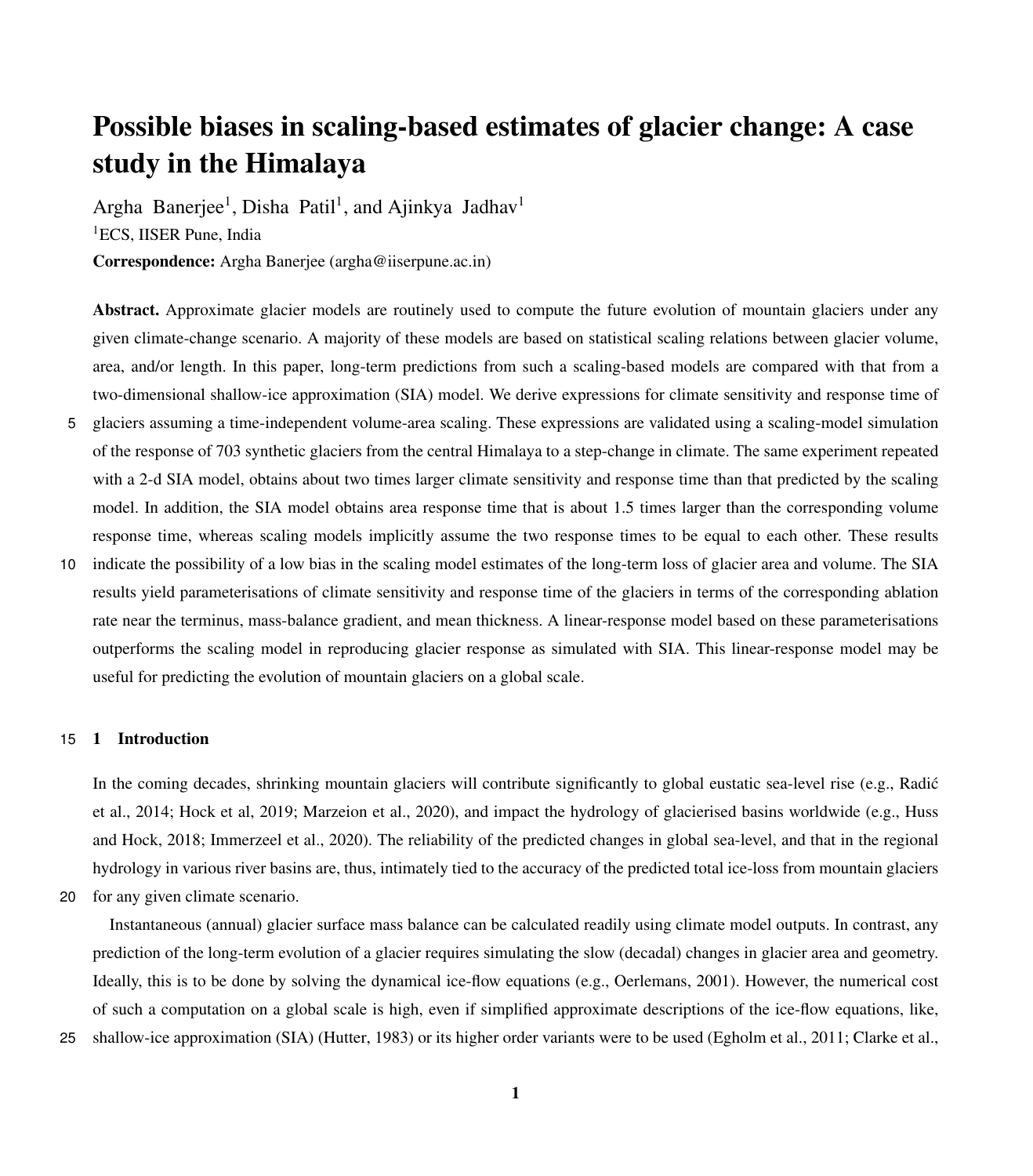# Possible biases in scaling-based estimates of glacier change: A case study in the Himalaya

Argha Banerjee[1], Disha Patil[1], and Ajinkya Jadhav[1]

[1]ECS, IISER Pune, India

**Correspondence:** Argha Banerjee (argha@iiserpune.ac.in)

**Abstract.** Approximate glacier models are routinely used to compute the future evolution of mountain glaciers under any given climate-change scenario. A majority of these models are based on statistical scaling relations between glacier volume, area, and/or length. In this paper, long-term predictions from such a scaling-based models are compared with that from a two-dimensional shallow-ice approximation (SIA) model. We derive expressions for climate sensitivity and response time of glaciers assuming a time-independent volume-area scaling. These expressions are validated using a scaling-model simulation of the response of 703 synthetic glaciers from the central Himalaya to a step-change in climate. The same experiment repeated with a 2-d SIA model, obtains about two times larger climate sensitivity and response time than that predicted by the scaling model. In addition, the SIA model obtains area response time that is about 1.5 times larger than the corresponding volume response time, whereas scaling models implicitly assume the two response times to be equal to each other. These results indicate the possibility of a low bias in the scaling model estimates of the long-term loss of glacier area and volume. The SIA results yield parameterisations of climate sensitivity and response time of the glaciers in terms of the corresponding ablation rate near the terminus, mass-balance gradient, and mean thickness. A linear-response model based on these parameterisations outperforms the scaling model in reproducing glacier response as simulated with SIA. This linear-response model may be useful for predicting the evolution of mountain glaciers on a global scale.

## 1 Introduction

In the coming decades, shrinking mountain glaciers will contribute significantly to global eustatic sea-level rise (e.g., Radić et al., 2014; Hock et al, 2019; Marzeion et al., 2020), and impact the hydrology of glacierised basins worldwide (e.g., Huss and Hock, 2018; Immerzeel et al., 2020). The reliability of the predicted changes in global sea-level, and that in the regional hydrology in various river basins are, thus, intimately tied to the accuracy of the predicted total ice-loss from mountain glaciers for any given climate scenario.

Instantaneous (annual) glacier surface mass balance can be calculated readily using climate model outputs. In contrast, any prediction of the long-term evolution of a glacier requires simulating the slow (decadal) changes in glacier area and geometry. Ideally, this is to be done by solving the dynamical ice-flow equations (e.g., Oerlemans, 2001). However, the numerical cost of such a computation on a global scale is high, even if simplified approximate descriptions of the ice-flow equations, like, shallow-ice approximation (SIA) (Hutter, 1983) or its higher order variants were to be used (Egholm et al., 2011; Clarke et al.,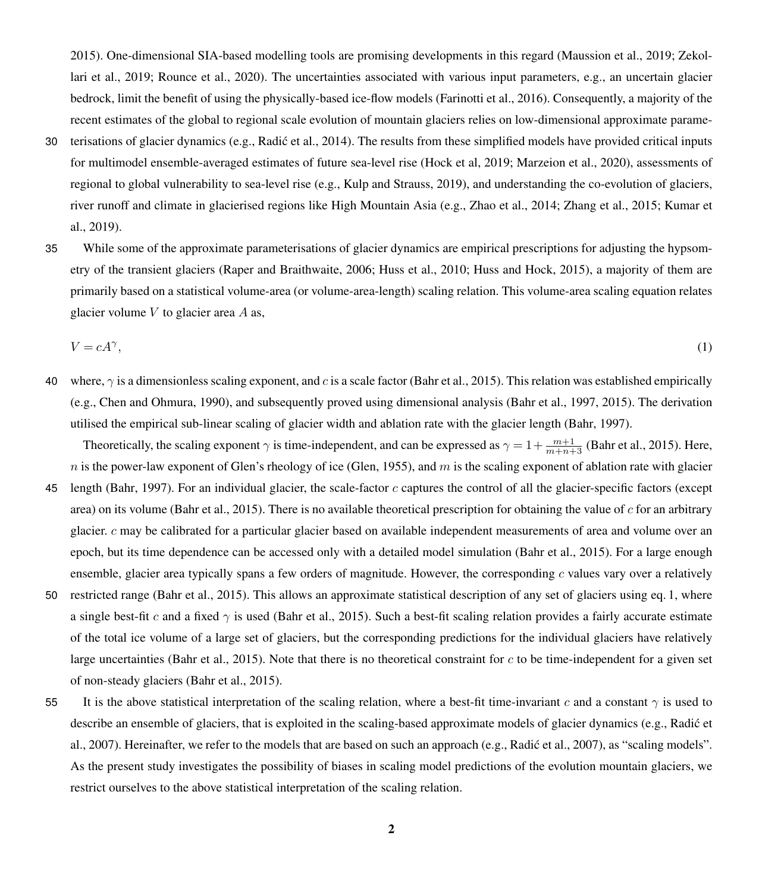2015). One-dimensional SIA-based modelling tools are promising developments in this regard (Maussion et al., 2019; Zekollari et al., 2019; Rounce et al., 2020). The uncertainties associated with various input parameters, e.g., an uncertain glacier bedrock, limit the benefit of using the physically-based ice-flow models (Farinotti et al., 2016). Consequently, a majority of the recent estimates of the global to regional scale evolution of mountain glaciers relies on low-dimensional approximate parameterisations of glacier dynamics (e.g., Radić et al., 2014). The results from these simplified models have provided critical inputs for multimodel ensemble-averaged estimates of future sea-level rise (Hock et al, 2019; Marzeion et al., 2020), assessments of regional to global vulnerability to sea-level rise (e.g., Kulp and Strauss, 2019), and understanding the co-evolution of glaciers, river runoff and climate in glacierised regions like High Mountain Asia (e.g., Zhao et al., 2014; Zhang et al., 2015; Kumar et al., 2019).

While some of the approximate parameterisations of glacier dynamics are empirical prescriptions for adjusting the hypsometry of the transient glaciers (Raper and Braithwaite, 2006; Huss et al., 2010; Huss and Hock, 2015), a majority of them are primarily based on a statistical volume-area (or volume-area-length) scaling relation. This volume-area scaling equation relates glacier volume $V$ to glacier area $A$ as,

$$V = cA^{\gamma}, \tag{1}$$

where, $\gamma$ is a dimensionless scaling exponent, and $c$ is a scale factor (Bahr et al., 2015). This relation was established empirically (e.g., Chen and Ohmura, 1990), and subsequently proved using dimensional analysis (Bahr et al., 1997, 2015). The derivation utilised the empirical sub-linear scaling of glacier width and ablation rate with the glacier length (Bahr, 1997).

Theoretically, the scaling exponent $\gamma$ is time-independent, and can be expressed as $\gamma = 1 + \frac{m+1}{m+n+3}$ (Bahr et al., 2015). Here, $n$ is the power-law exponent of Glen's rheology of ice (Glen, 1955), and $m$ is the scaling exponent of ablation rate with glacier length (Bahr, 1997). For an individual glacier, the scale-factor $c$ captures the control of all the glacier-specific factors (except area) on its volume (Bahr et al., 2015). There is no available theoretical prescription for obtaining the value of $c$ for an arbitrary glacier. $c$ may be calibrated for a particular glacier based on available independent measurements of area and volume over an epoch, but its time dependence can be accessed only with a detailed model simulation (Bahr et al., 2015). For a large enough ensemble, glacier area typically spans a few orders of magnitude. However, the corresponding $c$ values vary over a relatively restricted range (Bahr et al., 2015). This allows an approximate statistical description of any set of glaciers using eq. 1, where a single best-fit $c$ and a fixed $\gamma$ is used (Bahr et al., 2015). Such a best-fit scaling relation provides a fairly accurate estimate of the total ice volume of a large set of glaciers, but the corresponding predictions for the individual glaciers have relatively large uncertainties (Bahr et al., 2015). Note that there is no theoretical constraint for $c$ to be time-independent for a given set of non-steady glaciers (Bahr et al., 2015).

It is the above statistical interpretation of the scaling relation, where a best-fit time-invariant $c$ and a constant $\gamma$ is used to describe an ensemble of glaciers, that is exploited in the scaling-based approximate models of glacier dynamics (e.g., Radić et al., 2007). Hereinafter, we refer to the models that are based on such an approach (e.g., Radić et al., 2007), as "scaling models". As the present study investigates the possibility of biases in scaling model predictions of the evolution mountain glaciers, we restrict ourselves to the above statistical interpretation of the scaling relation.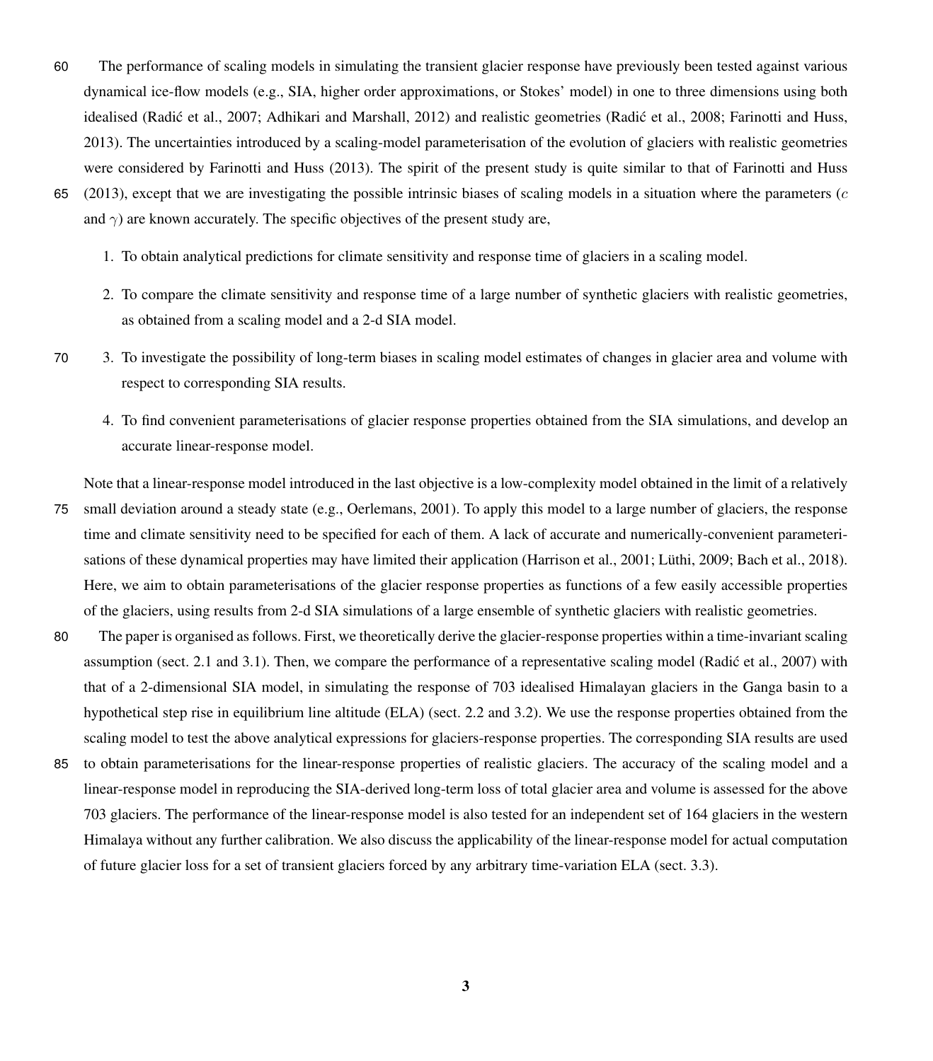The performance of scaling models in simulating the transient glacier response have previously been tested against various dynamical ice-flow models (e.g., SIA, higher order approximations, or Stokes' model) in one to three dimensions using both idealised (Radić et al., 2007; Adhikari and Marshall, 2012) and realistic geometries (Radić et al., 2008; Farinotti and Huss, 2013). The uncertainties introduced by a scaling-model parameterisation of the evolution of glaciers with realistic geometries were considered by Farinotti and Huss (2013). The spirit of the present study is quite similar to that of Farinotti and Huss (2013), except that we are investigating the possible intrinsic biases of scaling models in a situation where the parameters ($c$ and $\gamma$) are known accurately. The specific objectives of the present study are,

1. To obtain analytical predictions for climate sensitivity and response time of glaciers in a scaling model.

2. To compare the climate sensitivity and response time of a large number of synthetic glaciers with realistic geometries, as obtained from a scaling model and a 2-d SIA model.

3. To investigate the possibility of long-term biases in scaling model estimates of changes in glacier area and volume with respect to corresponding SIA results.

4. To find convenient parameterisations of glacier response properties obtained from the SIA simulations, and develop an accurate linear-response model.

Note that a linear-response model introduced in the last objective is a low-complexity model obtained in the limit of a relatively small deviation around a steady state (e.g., Oerlemans, 2001). To apply this model to a large number of glaciers, the response time and climate sensitivity need to be specified for each of them. A lack of accurate and numerically-convenient parameterisations of these dynamical properties may have limited their application (Harrison et al., 2001; Lüthi, 2009; Bach et al., 2018). Here, we aim to obtain parameterisations of the glacier response properties as functions of a few easily accessible properties of the glaciers, using results from 2-d SIA simulations of a large ensemble of synthetic glaciers with realistic geometries.

The paper is organised as follows. First, we theoretically derive the glacier-response properties within a time-invariant scaling assumption (sect. 2.1 and 3.1). Then, we compare the performance of a representative scaling model (Radić et al., 2007) with that of a 2-dimensional SIA model, in simulating the response of 703 idealised Himalayan glaciers in the Ganga basin to a hypothetical step rise in equilibrium line altitude (ELA) (sect. 2.2 and 3.2). We use the response properties obtained from the scaling model to test the above analytical expressions for glaciers-response properties. The corresponding SIA results are used to obtain parameterisations for the linear-response properties of realistic glaciers. The accuracy of the scaling model and a linear-response model in reproducing the SIA-derived long-term loss of total glacier area and volume is assessed for the above 703 glaciers. The performance of the linear-response model is also tested for an independent set of 164 glaciers in the western Himalaya without any further calibration. We also discuss the applicability of the linear-response model for actual computation of future glacier loss for a set of transient glaciers forced by any arbitrary time-variation ELA (sect. 3.3).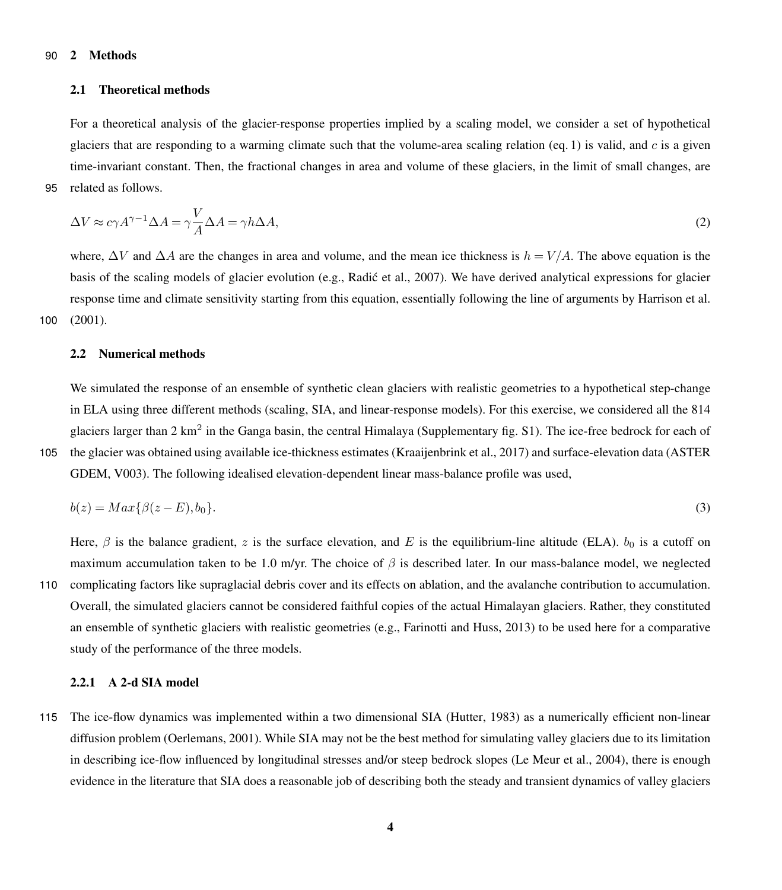## 2 Methods

### 2.1 Theoretical methods

For a theoretical analysis of the glacier-response properties implied by a scaling model, we consider a set of hypothetical glaciers that are responding to a warming climate such that the volume-area scaling relation (eq. 1) is valid, and $c$ is a given time-invariant constant. Then, the fractional changes in area and volume of these glaciers, in the limit of small changes, are related as follows.

$$\Delta V \approx c\gamma A^{\gamma-1}\Delta A = \gamma \frac{V}{A}\Delta A = \gamma h \Delta A, \tag{2}$$

where, $\Delta V$ and $\Delta A$ are the changes in area and volume, and the mean ice thickness is $h = V/A$. The above equation is the basis of the scaling models of glacier evolution (e.g., Radić et al., 2007). We have derived analytical expressions for glacier response time and climate sensitivity starting from this equation, essentially following the line of arguments by Harrison et al. (2001).

### 2.2 Numerical methods

We simulated the response of an ensemble of synthetic clean glaciers with realistic geometries to a hypothetical step-change in ELA using three different methods (scaling, SIA, and linear-response models). For this exercise, we considered all the 814 glaciers larger than 2 km$^2$ in the Ganga basin, the central Himalaya (Supplementary fig. S1). The ice-free bedrock for each of the glacier was obtained using available ice-thickness estimates (Kraaijenbrink et al., 2017) and surface-elevation data (ASTER GDEM, V003). The following idealised elevation-dependent linear mass-balance profile was used,

$$b(z) = Max\{\beta(z-E), b_0\}. \tag{3}$$

Here, $\beta$ is the balance gradient, $z$ is the surface elevation, and $E$ is the equilibrium-line altitude (ELA). $b_0$ is a cutoff on maximum accumulation taken to be 1.0 m/yr. The choice of $\beta$ is described later. In our mass-balance model, we neglected complicating factors like supraglacial debris cover and its effects on ablation, and the avalanche contribution to accumulation. Overall, the simulated glaciers cannot be considered faithful copies of the actual Himalayan glaciers. Rather, they constituted an ensemble of synthetic glaciers with realistic geometries (e.g., Farinotti and Huss, 2013) to be used here for a comparative study of the performance of the three models.

#### 2.2.1 A 2-d SIA model

The ice-flow dynamics was implemented within a two dimensional SIA (Hutter, 1983) as a numerically efficient non-linear diffusion problem (Oerlemans, 2001). While SIA may not be the best method for simulating valley glaciers due to its limitation in describing ice-flow influenced by longitudinal stresses and/or steep bedrock slopes (Le Meur et al., 2004), there is enough evidence in the literature that SIA does a reasonable job of describing both the steady and transient dynamics of valley glaciers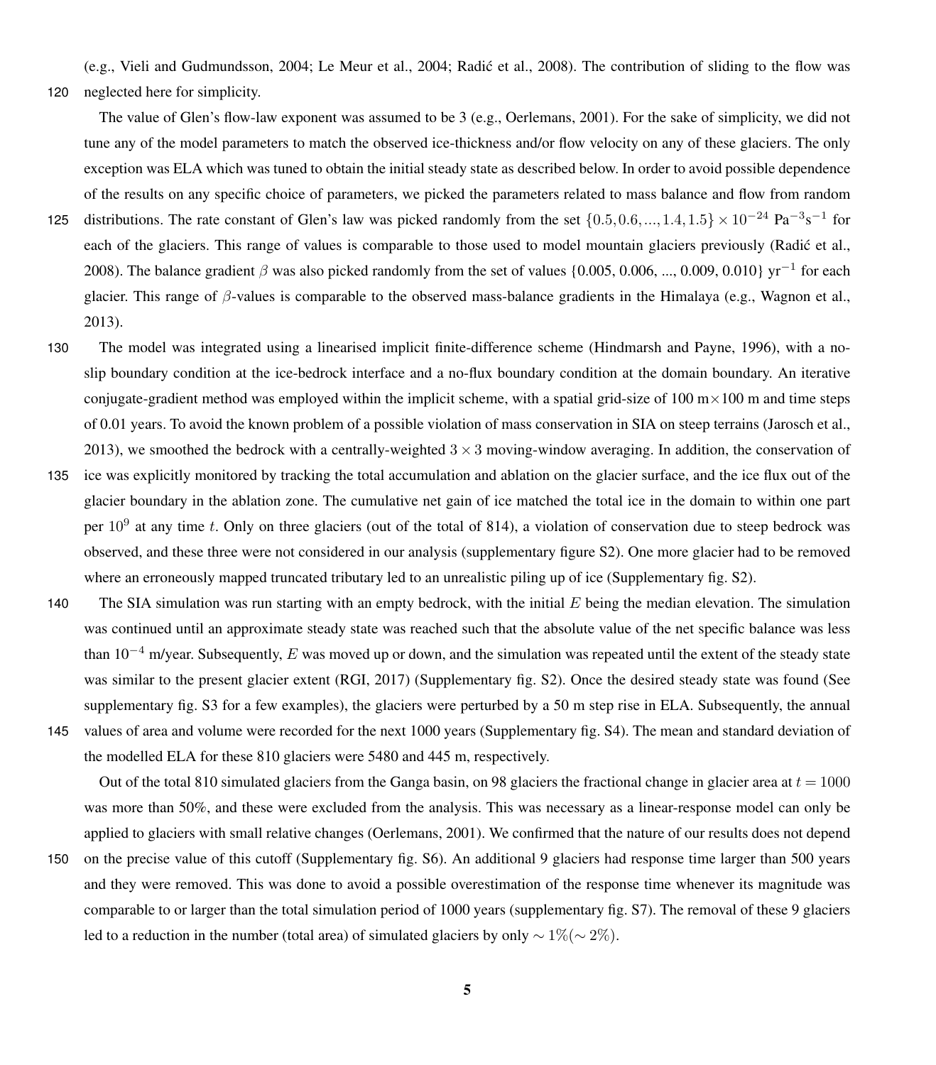(e.g., Vieli and Gudmundsson, 2004; Le Meur et al., 2004; Radić et al., 2008). The contribution of sliding to the flow was neglected here for simplicity.

The value of Glen's flow-law exponent was assumed to be 3 (e.g., Oerlemans, 2001). For the sake of simplicity, we did not tune any of the model parameters to match the observed ice-thickness and/or flow velocity on any of these glaciers. The only exception was ELA which was tuned to obtain the initial steady state as described below. In order to avoid possible dependence of the results on any specific choice of parameters, we picked the parameters related to mass balance and flow from random distributions. The rate constant of Glen's law was picked randomly from the set $\{0.5, 0.6, ..., 1.4, 1.5\} \times 10^{-24}$ $\mathrm{Pa}^{-3}\mathrm{s}^{-1}$ for each of the glaciers. This range of values is comparable to those used to model mountain glaciers previously (Radić et al., 2008). The balance gradient $\beta$ was also picked randomly from the set of values {0.005, 0.006, ..., 0.009, 0.010} $\mathrm{yr}^{-1}$ for each glacier. This range of $\beta$-values is comparable to the observed mass-balance gradients in the Himalaya (e.g., Wagnon et al., 2013).

The model was integrated using a linearised implicit finite-difference scheme (Hindmarsh and Payne, 1996), with a no-slip boundary condition at the ice-bedrock interface and a no-flux boundary condition at the domain boundary. An iterative conjugate-gradient method was employed within the implicit scheme, with a spatial grid-size of 100 m$\times$100 m and time steps of 0.01 years. To avoid the known problem of a possible violation of mass conservation in SIA on steep terrains (Jarosch et al., 2013), we smoothed the bedrock with a centrally-weighted $3 \times 3$ moving-window averaging. In addition, the conservation of ice was explicitly monitored by tracking the total accumulation and ablation on the glacier surface, and the ice flux out of the glacier boundary in the ablation zone. The cumulative net gain of ice matched the total ice in the domain to within one part per $10^9$ at any time $t$. Only on three glaciers (out of the total of 814), a violation of conservation due to steep bedrock was observed, and these three were not considered in our analysis (supplementary figure S2). One more glacier had to be removed where an erroneously mapped truncated tributary led to an unrealistic piling up of ice (Supplementary fig. S2).

The SIA simulation was run starting with an empty bedrock, with the initial $E$ being the median elevation. The simulation was continued until an approximate steady state was reached such that the absolute value of the net specific balance was less than $10^{-4}$ m/year. Subsequently, $E$ was moved up or down, and the simulation was repeated until the extent of the steady state was similar to the present glacier extent (RGI, 2017) (Supplementary fig. S2). Once the desired steady state was found (See supplementary fig. S3 for a few examples), the glaciers were perturbed by a 50 m step rise in ELA. Subsequently, the annual values of area and volume were recorded for the next 1000 years (Supplementary fig. S4). The mean and standard deviation of the modelled ELA for these 810 glaciers were 5480 and 445 m, respectively.

Out of the total 810 simulated glaciers from the Ganga basin, on 98 glaciers the fractional change in glacier area at $t = 1000$ was more than 50%, and these were excluded from the analysis. This was necessary as a linear-response model can only be applied to glaciers with small relative changes (Oerlemans, 2001). We confirmed that the nature of our results does not depend on the precise value of this cutoff (Supplementary fig. S6). An additional 9 glaciers had response time larger than 500 years and they were removed. This was done to avoid a possible overestimation of the response time whenever its magnitude was comparable to or larger than the total simulation period of 1000 years (supplementary fig. S7). The removal of these 9 glaciers led to a reduction in the number (total area) of simulated glaciers by only $\sim 1\%(\sim 2\%)$.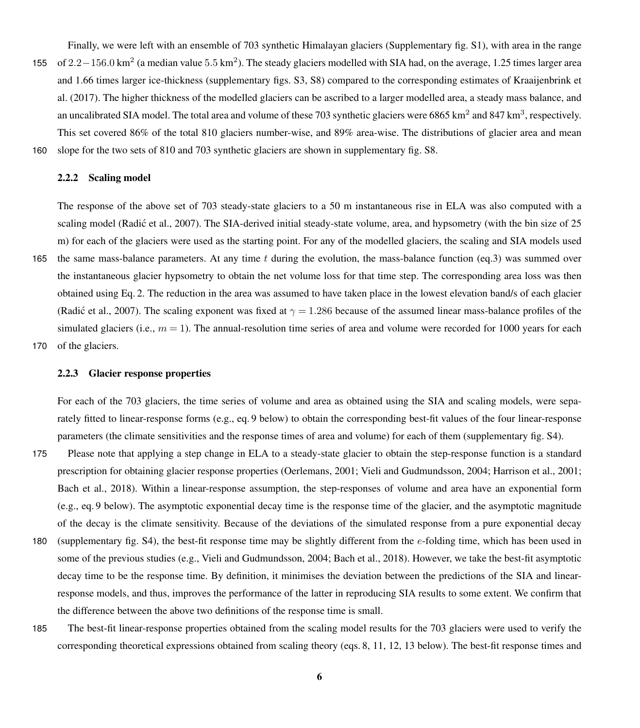Finally, we were left with an ensemble of 703 synthetic Himalayan glaciers (Supplementary fig. S1), with area in the range of $2.2-156.0\,\mathrm{km}^2$ (a median value $5.5\,\mathrm{km}^2$). The steady glaciers modelled with SIA had, on the average, 1.25 times larger area and 1.66 times larger ice-thickness (supplementary figs. S3, S8) compared to the corresponding estimates of Kraaijenbrink et al. (2017). The higher thickness of the modelled glaciers can be ascribed to a larger modelled area, a steady mass balance, and an uncalibrated SIA model. The total area and volume of these 703 synthetic glaciers were 6865 $\mathrm{km}^2$ and 847 $\mathrm{km}^3$, respectively. This set covered 86% of the total 810 glaciers number-wise, and 89% area-wise. The distributions of glacier area and mean slope for the two sets of 810 and 703 synthetic glaciers are shown in supplementary fig. S8.

### 2.2.2 Scaling model

The response of the above set of 703 steady-state glaciers to a 50 m instantaneous rise in ELA was also computed with a scaling model (Radić et al., 2007). The SIA-derived initial steady-state volume, area, and hypsometry (with the bin size of 25 m) for each of the glaciers were used as the starting point. For any of the modelled glaciers, the scaling and SIA models used the same mass-balance parameters. At any time $t$ during the evolution, the mass-balance function (eq.3) was summed over the instantaneous glacier hypsometry to obtain the net volume loss for that time step. The corresponding area loss was then obtained using Eq. 2. The reduction in the area was assumed to have taken place in the lowest elevation band/s of each glacier (Radić et al., 2007). The scaling exponent was fixed at $\gamma = 1.286$ because of the assumed linear mass-balance profiles of the simulated glaciers (i.e., $m = 1$). The annual-resolution time series of area and volume were recorded for 1000 years for each of the glaciers.

### 2.2.3 Glacier response properties

For each of the 703 glaciers, the time series of volume and area as obtained using the SIA and scaling models, were separately fitted to linear-response forms (e.g., eq. 9 below) to obtain the corresponding best-fit values of the four linear-response parameters (the climate sensitivities and the response times of area and volume) for each of them (supplementary fig. S4).

Please note that applying a step change in ELA to a steady-state glacier to obtain the step-response function is a standard prescription for obtaining glacier response properties (Oerlemans, 2001; Vieli and Gudmundsson, 2004; Harrison et al., 2001; Bach et al., 2018). Within a linear-response assumption, the step-responses of volume and area have an exponential form (e.g., eq. 9 below). The asymptotic exponential decay time is the response time of the glacier, and the asymptotic magnitude of the decay is the climate sensitivity. Because of the deviations of the simulated response from a pure exponential decay (supplementary fig. S4), the best-fit response time may be slightly different from the $e$-folding time, which has been used in some of the previous studies (e.g., Vieli and Gudmundsson, 2004; Bach et al., 2018). However, we take the best-fit asymptotic decay time to be the response time. By definition, it minimises the deviation between the predictions of the SIA and linear-response models, and thus, improves the performance of the latter in reproducing SIA results to some extent. We confirm that the difference between the above two definitions of the response time is small.

The best-fit linear-response properties obtained from the scaling model results for the 703 glaciers were used to verify the corresponding theoretical expressions obtained from scaling theory (eqs. 8, 11, 12, 13 below). The best-fit response times and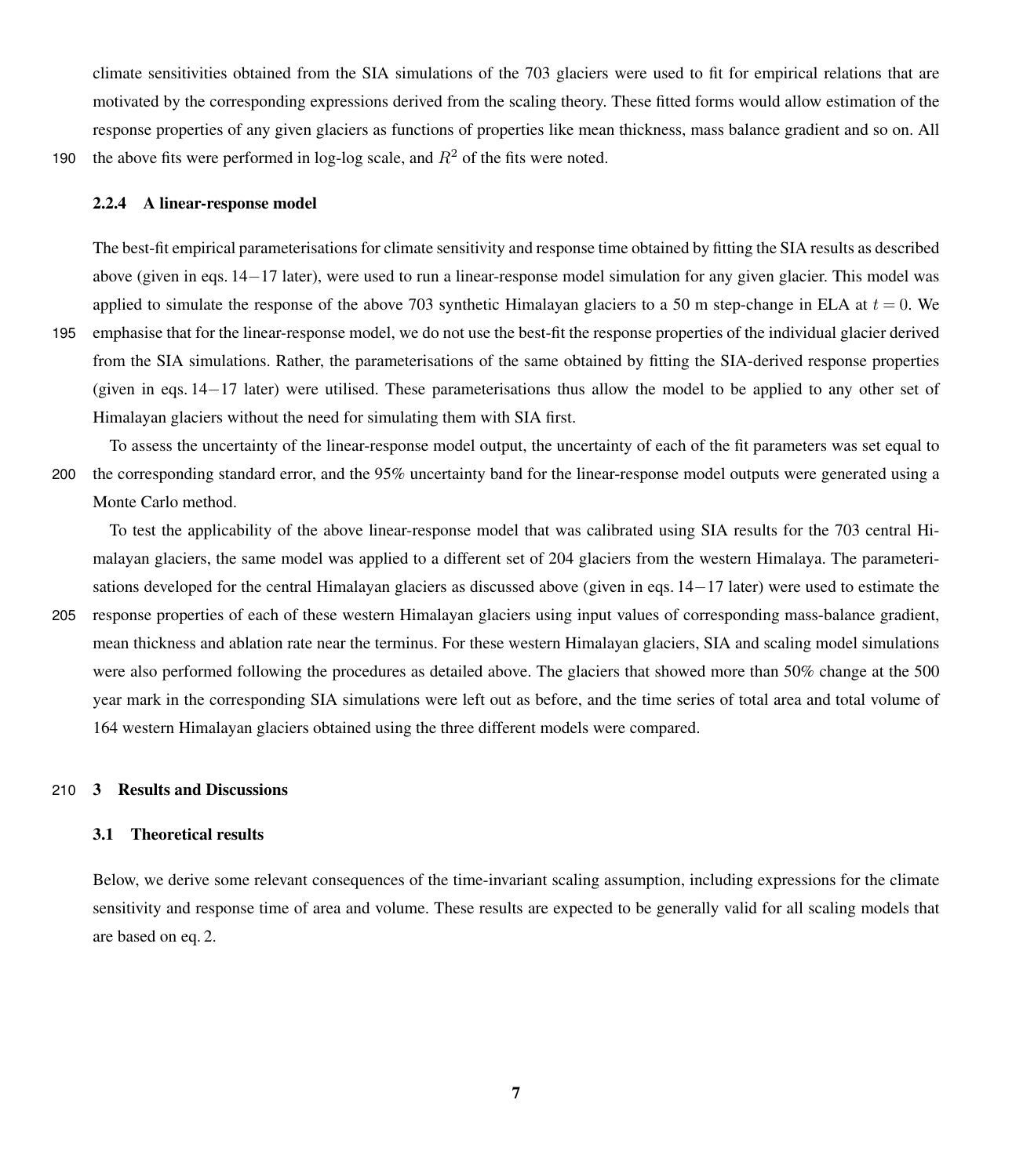climate sensitivities obtained from the SIA simulations of the 703 glaciers were used to fit for empirical relations that are motivated by the corresponding expressions derived from the scaling theory. These fitted forms would allow estimation of the response properties of any given glaciers as functions of properties like mean thickness, mass balance gradient and so on. All the above fits were performed in log-log scale, and $R^2$ of the fits were noted.

#### 2.2.4 A linear-response model

The best-fit empirical parameterisations for climate sensitivity and response time obtained by fitting the SIA results as described above (given in eqs. 14−17 later), were used to run a linear-response model simulation for any given glacier. This model was applied to simulate the response of the above 703 synthetic Himalayan glaciers to a 50 m step-change in ELA at $t = 0$. We emphasise that for the linear-response model, we do not use the best-fit the response properties of the individual glacier derived from the SIA simulations. Rather, the parameterisations of the same obtained by fitting the SIA-derived response properties (given in eqs. 14−17 later) were utilised. These parameterisations thus allow the model to be applied to any other set of Himalayan glaciers without the need for simulating them with SIA first.

To assess the uncertainty of the linear-response model output, the uncertainty of each of the fit parameters was set equal to the corresponding standard error, and the 95% uncertainty band for the linear-response model outputs were generated using a Monte Carlo method.

To test the applicability of the above linear-response model that was calibrated using SIA results for the 703 central Himalayan glaciers, the same model was applied to a different set of 204 glaciers from the western Himalaya. The parameterisations developed for the central Himalayan glaciers as discussed above (given in eqs. 14−17 later) were used to estimate the response properties of each of these western Himalayan glaciers using input values of corresponding mass-balance gradient, mean thickness and ablation rate near the terminus. For these western Himalayan glaciers, SIA and scaling model simulations were also performed following the procedures as detailed above. The glaciers that showed more than 50% change at the 500 year mark in the corresponding SIA simulations were left out as before, and the time series of total area and total volume of 164 western Himalayan glaciers obtained using the three different models were compared.

## 3 Results and Discussions

### 3.1 Theoretical results

Below, we derive some relevant consequences of the time-invariant scaling assumption, including expressions for the climate sensitivity and response time of area and volume. These results are expected to be generally valid for all scaling models that are based on eq. 2.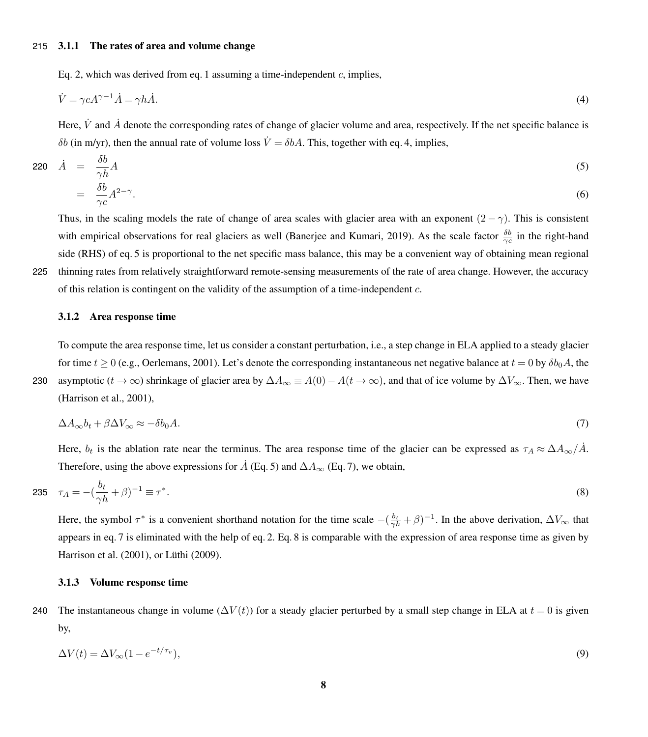#### 3.1.1 The rates of area and volume change

Eq. 2, which was derived from eq. 1 assuming a time-independent $c$, implies,

$$\dot{V} = \gamma c A^{\gamma-1}\dot{A} = \gamma h \dot{A}. \tag{4}$$

Here, $\dot{V}$ and $\dot{A}$ denote the corresponding rates of change of glacier volume and area, respectively. If the net specific balance is $\delta b$ (in m/yr), then the annual rate of volume loss $\dot{V} = \delta b A$. This, together with eq. 4, implies,

$$\dot{A} = \frac{\delta b}{\gamma h} A \tag{5}$$

$$= \frac{\delta b}{\gamma c} A^{2-\gamma}. \tag{6}$$

Thus, in the scaling models the rate of change of area scales with glacier area with an exponent $(2-\gamma)$. This is consistent with empirical observations for real glaciers as well (Banerjee and Kumari, 2019). As the scale factor $\frac{\delta b}{\gamma c}$ in the right-hand side (RHS) of eq. 5 is proportional to the net specific mass balance, this may be a convenient way of obtaining mean regional thinning rates from relatively straightforward remote-sensing measurements of the rate of area change. However, the accuracy of this relation is contingent on the validity of the assumption of a time-independent $c$.

#### 3.1.2 Area response time

To compute the area response time, let us consider a constant perturbation, i.e., a step change in ELA applied to a steady glacier for time $t \geq 0$ (e.g., Oerlemans, 2001). Let's denote the corresponding instantaneous net negative balance at $t = 0$ by $\delta b_0 A$, the asymptotic ($t \to \infty$) shrinkage of glacier area by $\Delta A_\infty \equiv A(0) - A(t \to \infty)$, and that of ice volume by $\Delta V_\infty$. Then, we have (Harrison et al., 2001),

$$\Delta A_\infty b_t + \beta \Delta V_\infty \approx -\delta b_0 A. \tag{7}$$

Here, $b_t$ is the ablation rate near the terminus. The area response time of the glacier can be expressed as $\tau_A \approx \Delta A_\infty / \dot{A}$. Therefore, using the above expressions for $\dot{A}$ (Eq. 5) and $\Delta A_\infty$ (Eq. 7), we obtain,

$$\tau_A = -\left(\frac{b_t}{\gamma h} + \beta\right)^{-1} \equiv \tau^*. \tag{8}$$

Here, the symbol $\tau^*$ is a convenient shorthand notation for the time scale $-(\frac{b_t}{\gamma h} + \beta)^{-1}$. In the above derivation, $\Delta V_\infty$ that appears in eq. 7 is eliminated with the help of eq. 2. Eq. 8 is comparable with the expression of area response time as given by Harrison et al. (2001), or Lüthi (2009).

#### 3.1.3 Volume response time

The instantaneous change in volume ($\Delta V(t)$) for a steady glacier perturbed by a small step change in ELA at $t = 0$ is given by,

$$\Delta V(t) = \Delta V_\infty (1 - e^{-t/\tau_v}), \tag{9}$$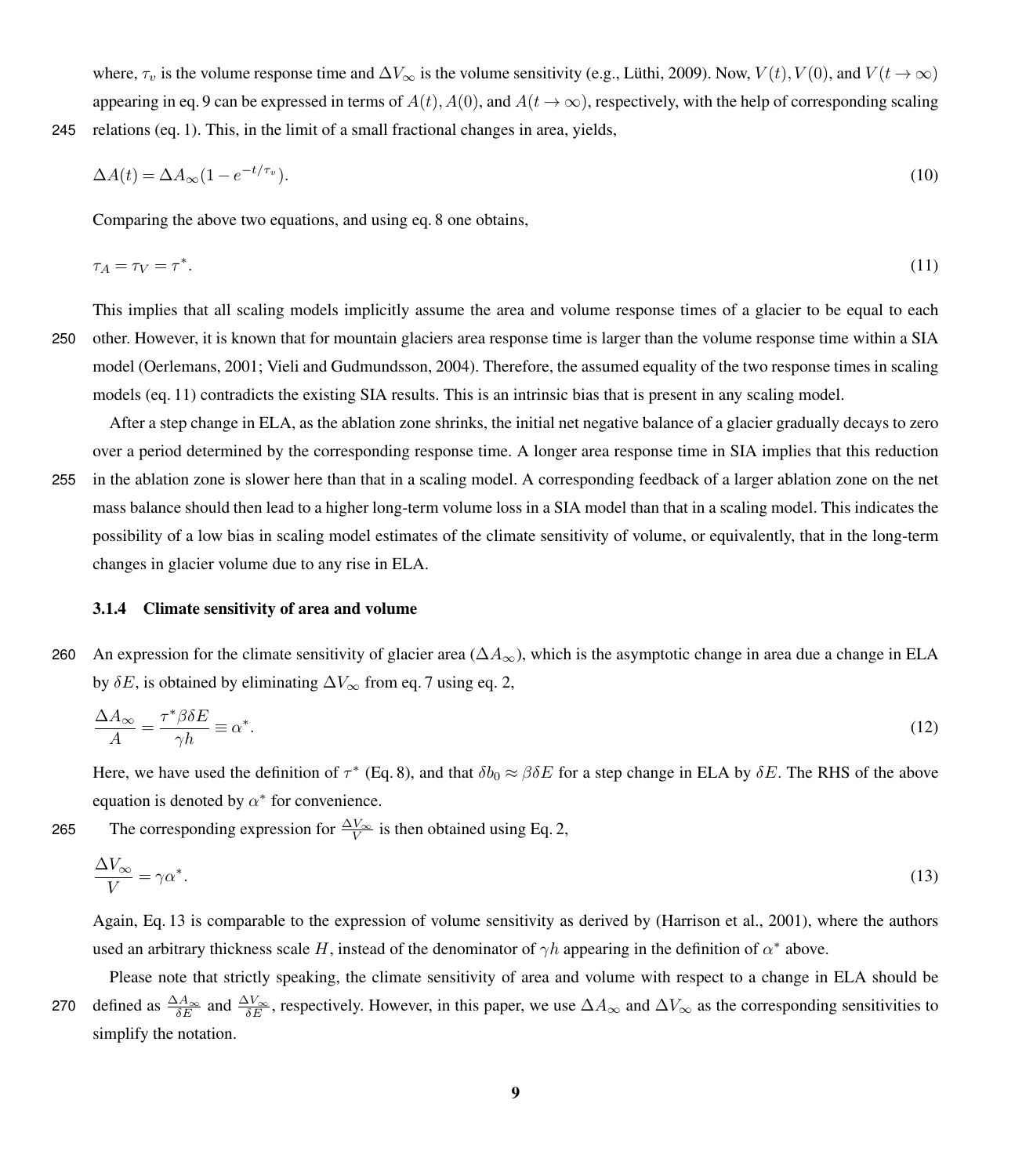where, $\tau_v$ is the volume response time and $\Delta V_\infty$ is the volume sensitivity (e.g., Lüthi, 2009). Now, $V(t), V(0)$, and $V(t \to \infty)$ appearing in eq. 9 can be expressed in terms of $A(t), A(0)$, and $A(t \to \infty)$, respectively, with the help of corresponding scaling relations (eq. 1). This, in the limit of a small fractional changes in area, yields,

$$\Delta A(t) = \Delta A_\infty (1 - e^{-t/\tau_v}). \tag{10}$$

Comparing the above two equations, and using eq. 8 one obtains,

$$\tau_A = \tau_V = \tau^*. \tag{11}$$

This implies that all scaling models implicitly assume the area and volume response times of a glacier to be equal to each other. However, it is known that for mountain glaciers area response time is larger than the volume response time within a SIA model (Oerlemans, 2001; Vieli and Gudmundsson, 2004). Therefore, the assumed equality of the two response times in scaling models (eq. 11) contradicts the existing SIA results. This is an intrinsic bias that is present in any scaling model.

After a step change in ELA, as the ablation zone shrinks, the initial net negative balance of a glacier gradually decays to zero over a period determined by the corresponding response time. A longer area response time in SIA implies that this reduction in the ablation zone is slower here than that in a scaling model. A corresponding feedback of a larger ablation zone on the net mass balance should then lead to a higher long-term volume loss in a SIA model than that in a scaling model. This indicates the possibility of a low bias in scaling model estimates of the climate sensitivity of volume, or equivalently, that in the long-term changes in glacier volume due to any rise in ELA.

#### 3.1.4 Climate sensitivity of area and volume

An expression for the climate sensitivity of glacier area ($\Delta A_\infty$), which is the asymptotic change in area due a change in ELA by $\delta E$, is obtained by eliminating $\Delta V_\infty$ from eq. 7 using eq. 2,

$$\frac{\Delta A_\infty}{A} = \frac{\tau^* \beta \delta E}{\gamma h} \equiv \alpha^*. \tag{12}$$

Here, we have used the definition of $\tau^*$ (Eq. 8), and that $\delta b_0 \approx \beta \delta E$ for a step change in ELA by $\delta E$. The RHS of the above equation is denoted by $\alpha^*$ for convenience.

The corresponding expression for $\frac{\Delta V_\infty}{V}$ is then obtained using Eq. 2,

$$\frac{\Delta V_\infty}{V} = \gamma \alpha^*. \tag{13}$$

Again, Eq. 13 is comparable to the expression of volume sensitivity as derived by (Harrison et al., 2001), where the authors used an arbitrary thickness scale $H$, instead of the denominator of $\gamma h$ appearing in the definition of $\alpha^*$ above.

Please note that strictly speaking, the climate sensitivity of area and volume with respect to a change in ELA should be defined as $\frac{\Delta A_\infty}{\delta E}$ and $\frac{\Delta V_\infty}{\delta E}$, respectively. However, in this paper, we use $\Delta A_\infty$ and $\Delta V_\infty$ as the corresponding sensitivities to simplify the notation.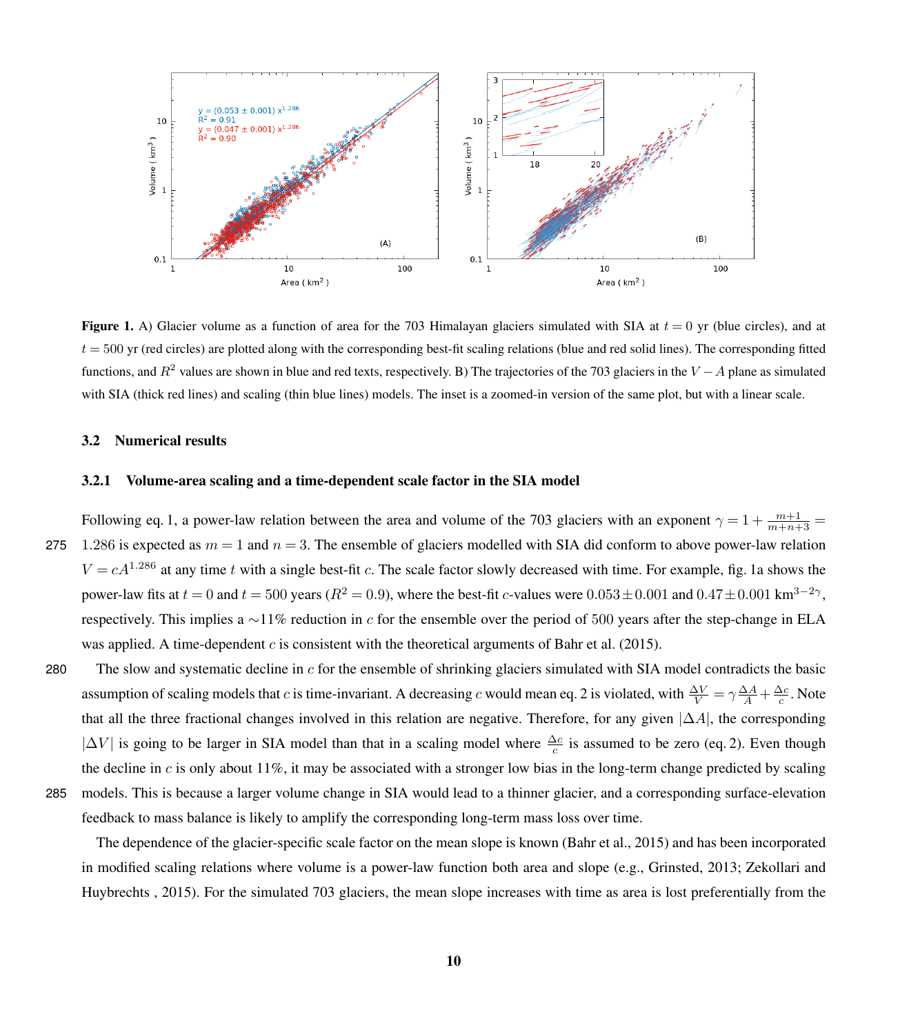**Figure 1.** A) Glacier volume as a function of area for the 703 Himalayan glaciers simulated with SIA at $t = 0$ yr (blue circles), and at $t = 500$ yr (red circles) are plotted along with the corresponding best-fit scaling relations (blue and red solid lines). The corresponding fitted functions, and $R^2$ values are shown in blue and red texts, respectively. B) The trajectories of the 703 glaciers in the $V - A$ plane as simulated with SIA (thick red lines) and scaling (thin blue lines) models. The inset is a zoomed-in version of the same plot, but with a linear scale.

### 3.2 Numerical results

#### 3.2.1 Volume-area scaling and a time-dependent scale factor in the SIA model

Following eq. 1, a power-law relation between the area and volume of the 703 glaciers with an exponent $\gamma = 1 + \frac{m+1}{m+n+3} = 1.286$ is expected as $m = 1$ and $n = 3$. The ensemble of glaciers modelled with SIA did conform to above power-law relation $V = cA^{1.286}$ at any time $t$ with a single best-fit $c$. The scale factor slowly decreased with time. For example, fig. 1a shows the power-law fits at $t = 0$ and $t = 500$ years ($R^2 = 0.9$), where the best-fit $c$-values were $0.053 \pm 0.001$ and $0.47 \pm 0.001$ km$^{3-2\gamma}$, respectively. This implies a $\sim$11% reduction in $c$ for the ensemble over the period of 500 years after the step-change in ELA was applied. A time-dependent $c$ is consistent with the theoretical arguments of Bahr et al. (2015).

The slow and systematic decline in $c$ for the ensemble of shrinking glaciers simulated with SIA model contradicts the basic assumption of scaling models that $c$ is time-invariant. A decreasing $c$ would mean eq. 2 is violated, with $\frac{\Delta V}{V} = \gamma \frac{\Delta A}{A} + \frac{\Delta c}{c}$. Note that all the three fractional changes involved in this relation are negative. Therefore, for any given $|\Delta A|$, the corresponding $|\Delta V|$ is going to be larger in SIA model than that in a scaling model where $\frac{\Delta c}{c}$ is assumed to be zero (eq. 2). Even though the decline in $c$ is only about 11%, it may be associated with a stronger low bias in the long-term change predicted by scaling models. This is because a larger volume change in SIA would lead to a thinner glacier, and a corresponding surface-elevation feedback to mass balance is likely to amplify the corresponding long-term mass loss over time.

The dependence of the glacier-specific scale factor on the mean slope is known (Bahr et al., 2015) and has been incorporated in modified scaling relations where volume is a power-law function both area and slope (e.g., Grinsted, 2013; Zekollari and Huybrechts , 2015). For the simulated 703 glaciers, the mean slope increases with time as area is lost preferentially from the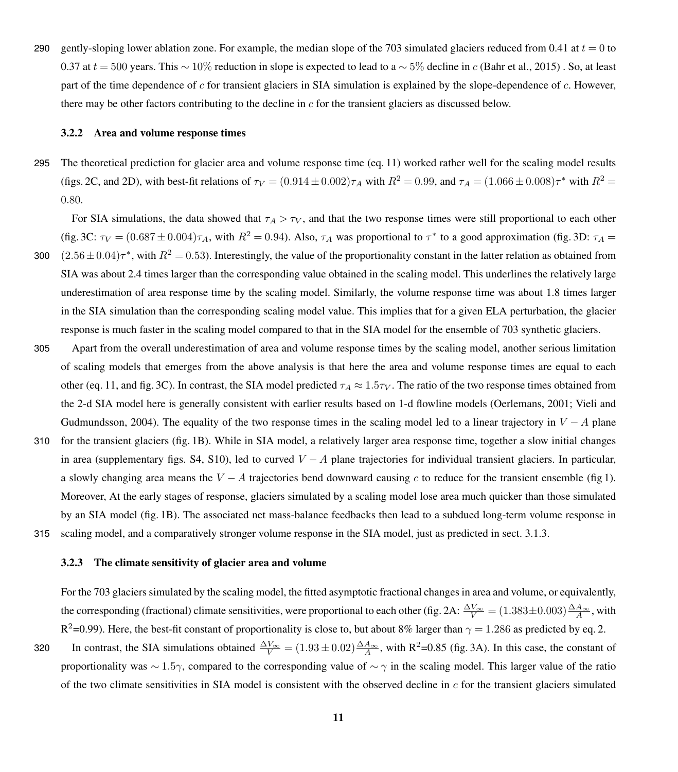gently-sloping lower ablation zone. For example, the median slope of the 703 simulated glaciers reduced from 0.41 at $t = 0$ to 0.37 at $t = 500$ years. This $\sim 10\%$ reduction in slope is expected to lead to a $\sim 5\%$ decline in $c$ (Bahr et al., 2015) . So, at least part of the time dependence of $c$ for transient glaciers in SIA simulation is explained by the slope-dependence of $c$. However, there may be other factors contributing to the decline in $c$ for the transient glaciers as discussed below.

### 3.2.2 Area and volume response times

The theoretical prediction for glacier area and volume response time (eq. 11) worked rather well for the scaling model results (figs. 2C, and 2D), with best-fit relations of $\tau_V = (0.914 \pm 0.002)\tau_A$ with $R^2 = 0.99$, and $\tau_A = (1.066 \pm 0.008)\tau^*$ with $R^2 = 0.80$.

For SIA simulations, the data showed that $\tau_A > \tau_V$, and that the two response times were still proportional to each other (fig. 3C: $\tau_V = (0.687 \pm 0.004)\tau_A$, with $R^2 = 0.94$). Also, $\tau_A$ was proportional to $\tau^*$ to a good approximation (fig. 3D: $\tau_A = (2.56 \pm 0.04)\tau^*$, with $R^2 = 0.53$). Interestingly, the value of the proportionality constant in the latter relation as obtained from SIA was about 2.4 times larger than the corresponding value obtained in the scaling model. This underlines the relatively large underestimation of area response time by the scaling model. Similarly, the volume response time was about 1.8 times larger in the SIA simulation than the corresponding scaling model value. This implies that for a given ELA perturbation, the glacier response is much faster in the scaling model compared to that in the SIA model for the ensemble of 703 synthetic glaciers.

Apart from the overall underestimation of area and volume response times by the scaling model, another serious limitation of scaling models that emerges from the above analysis is that here the area and volume response times are equal to each other (eq. 11, and fig. 3C). In contrast, the SIA model predicted $\tau_A \approx 1.5\tau_V$. The ratio of the two response times obtained from the 2-d SIA model here is generally consistent with earlier results based on 1-d flowline models (Oerlemans, 2001; Vieli and Gudmundsson, 2004). The equality of the two response times in the scaling model led to a linear trajectory in $V - A$ plane for the transient glaciers (fig. 1B). While in SIA model, a relatively larger area response time, together a slow initial changes in area (supplementary figs. S4, S10), led to curved $V - A$ plane trajectories for individual transient glaciers. In particular, a slowly changing area means the $V - A$ trajectories bend downward causing $c$ to reduce for the transient ensemble (fig 1). Moreover, At the early stages of response, glaciers simulated by a scaling model lose area much quicker than those simulated by an SIA model (fig. 1B). The associated net mass-balance feedbacks then lead to a subdued long-term volume response in scaling model, and a comparatively stronger volume response in the SIA model, just as predicted in sect. 3.1.3.

### 3.2.3 The climate sensitivity of glacier area and volume

For the 703 glaciers simulated by the scaling model, the fitted asymptotic fractional changes in area and volume, or equivalently, the corresponding (fractional) climate sensitivities, were proportional to each other (fig. 2A: $\frac{\Delta V_\infty}{V} = (1.383 \pm 0.003)\frac{\Delta A_\infty}{A}$, with $R^2$=0.99). Here, the best-fit constant of proportionality is close to, but about 8% larger than $\gamma = 1.286$ as predicted by eq. 2.

In contrast, the SIA simulations obtained $\frac{\Delta V_\infty}{V} = (1.93 \pm 0.02)\frac{\Delta A_\infty}{A}$, with $R^2$=0.85 (fig. 3A). In this case, the constant of proportionality was $\sim 1.5\gamma$, compared to the corresponding value of $\sim \gamma$ in the scaling model. This larger value of the ratio of the two climate sensitivities in SIA model is consistent with the observed decline in $c$ for the transient glaciers simulated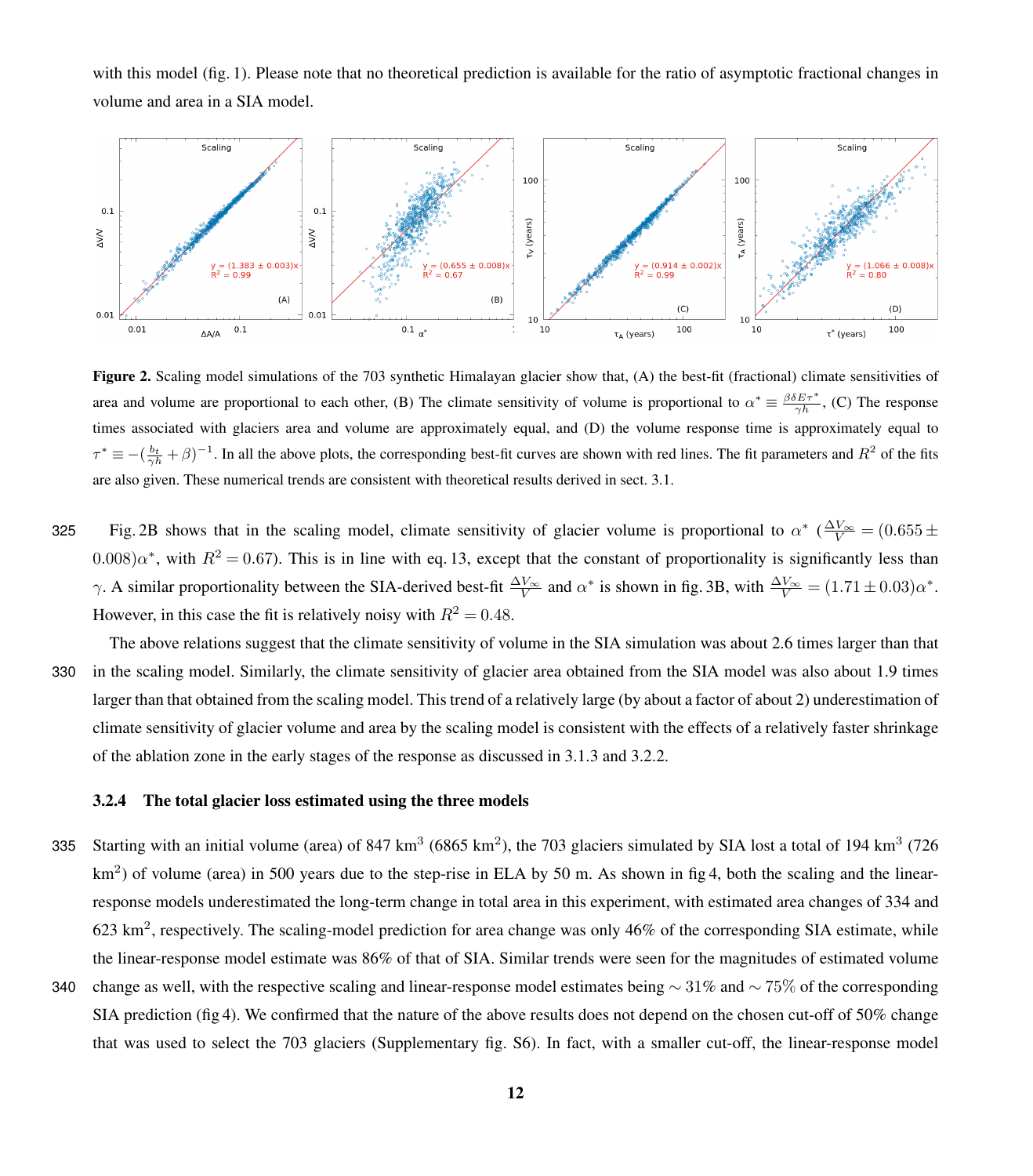with this model (fig. 1). Please note that no theoretical prediction is available for the ratio of asymptotic fractional changes in volume and area in a SIA model.

**Figure 2.** Scaling model simulations of the 703 synthetic Himalayan glacier show that, (A) the best-fit (fractional) climate sensitivities of area and volume are proportional to each other, (B) The climate sensitivity of volume is proportional to $\alpha^* \equiv \frac{\beta \delta E \tau^*}{\gamma h}$, (C) The response times associated with glaciers area and volume are approximately equal, and (D) the volume response time is approximately equal to $\tau^* \equiv -(\frac{b_t}{\gamma h} + \beta)^{-1}$. In all the above plots, the corresponding best-fit curves are shown with red lines. The fit parameters and $R^2$ of the fits are also given. These numerical trends are consistent with theoretical results derived in sect. 3.1.

Fig. 2B shows that in the scaling model, climate sensitivity of glacier volume is proportional to $\alpha^*$ ($\frac{\Delta V_\infty}{V} = (0.655 \pm 0.008)\alpha^*$, with $R^2 = 0.67$). This is in line with eq. 13, except that the constant of proportionality is significantly less than $\gamma$. A similar proportionality between the SIA-derived best-fit $\frac{\Delta V_\infty}{V}$ and $\alpha^*$ is shown in fig. 3B, with $\frac{\Delta V_\infty}{V} = (1.71 \pm 0.03)\alpha^*$. However, in this case the fit is relatively noisy with $R^2 = 0.48$.

The above relations suggest that the climate sensitivity of volume in the SIA simulation was about 2.6 times larger than that in the scaling model. Similarly, the climate sensitivity of glacier area obtained from the SIA model was also about 1.9 times larger than that obtained from the scaling model. This trend of a relatively large (by about a factor of about 2) underestimation of climate sensitivity of glacier volume and area by the scaling model is consistent with the effects of a relatively faster shrinkage of the ablation zone in the early stages of the response as discussed in 3.1.3 and 3.2.2.

#### 3.2.4 The total glacier loss estimated using the three models

Starting with an initial volume (area) of 847 km$^3$ (6865 km$^2$), the 703 glaciers simulated by SIA lost a total of 194 km$^3$ (726 km$^2$) of volume (area) in 500 years due to the step-rise in ELA by 50 m. As shown in fig 4, both the scaling and the linear-response models underestimated the long-term change in total area in this experiment, with estimated area changes of 334 and 623 km$^2$, respectively. The scaling-model prediction for area change was only 46% of the corresponding SIA estimate, while the linear-response model estimate was 86% of that of SIA. Similar trends were seen for the magnitudes of estimated volume change as well, with the respective scaling and linear-response model estimates being $\sim 31\%$ and $\sim 75\%$ of the corresponding SIA prediction (fig 4). We confirmed that the nature of the above results does not depend on the chosen cut-off of 50% change that was used to select the 703 glaciers (Supplementary fig. S6). In fact, with a smaller cut-off, the linear-response model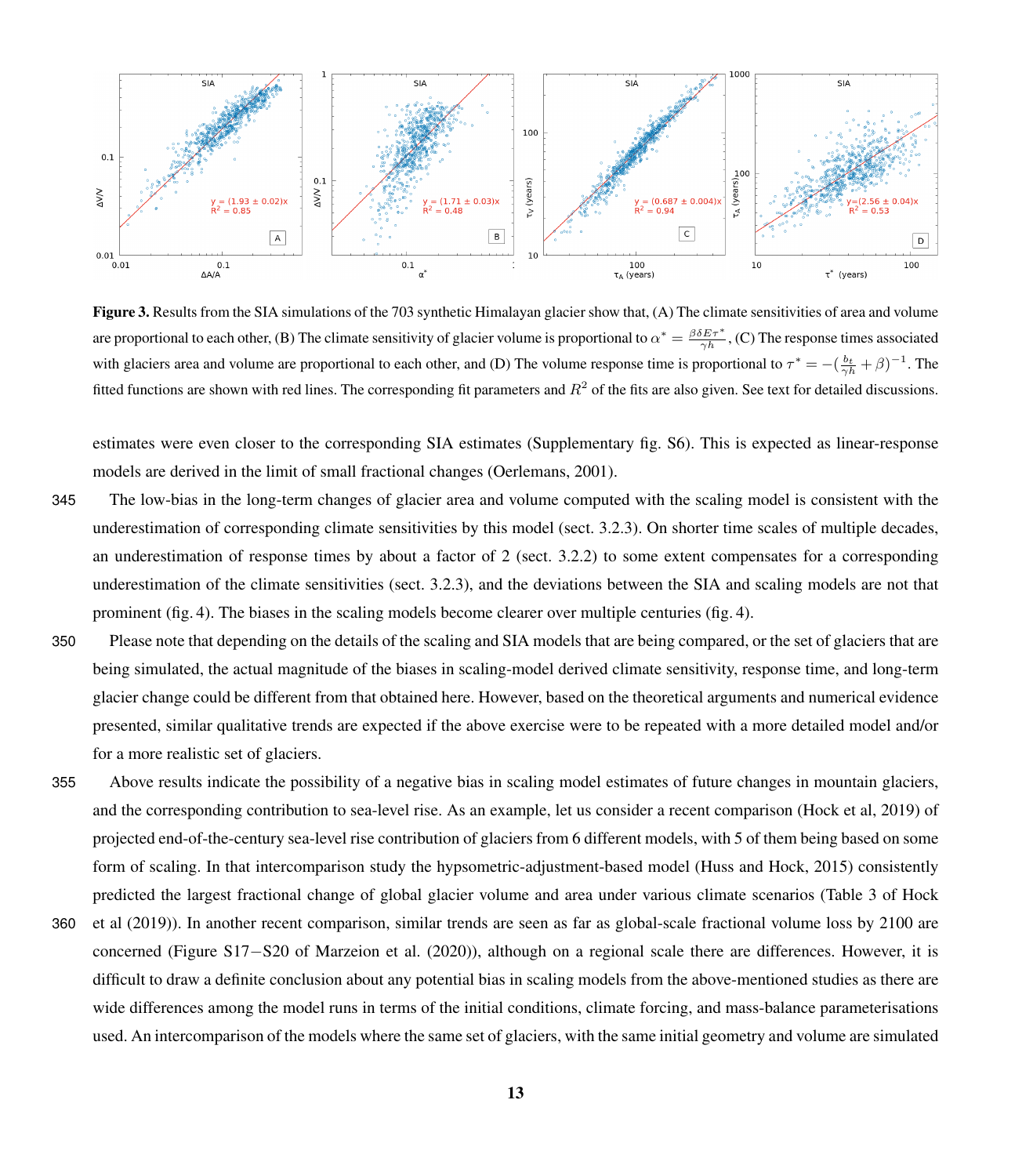**Figure 3.** Results from the SIA simulations of the 703 synthetic Himalayan glacier show that, (A) The climate sensitivities of area and volume are proportional to each other, (B) The climate sensitivity of glacier volume is proportional to $\alpha^* = \frac{\beta \delta E \tau^*}{\gamma h}$, (C) The response times associated with glaciers area and volume are proportional to each other, and (D) The volume response time is proportional to $\tau^* = -(\frac{b_t}{\gamma h} + \beta)^{-1}$. The fitted functions are shown with red lines. The corresponding fit parameters and $R^2$ of the fits are also given. See text for detailed discussions.

estimates were even closer to the corresponding SIA estimates (Supplementary fig. S6). This is expected as linear-response models are derived in the limit of small fractional changes (Oerlemans, 2001).

The low-bias in the long-term changes of glacier area and volume computed with the scaling model is consistent with the underestimation of corresponding climate sensitivities by this model (sect. 3.2.3). On shorter time scales of multiple decades, an underestimation of response times by about a factor of 2 (sect. 3.2.2) to some extent compensates for a corresponding underestimation of the climate sensitivities (sect. 3.2.3), and the deviations between the SIA and scaling models are not that prominent (fig. 4). The biases in the scaling models become clearer over multiple centuries (fig. 4).

Please note that depending on the details of the scaling and SIA models that are being compared, or the set of glaciers that are being simulated, the actual magnitude of the biases in scaling-model derived climate sensitivity, response time, and long-term glacier change could be different from that obtained here. However, based on the theoretical arguments and numerical evidence presented, similar qualitative trends are expected if the above exercise were to be repeated with a more detailed model and/or for a more realistic set of glaciers.

Above results indicate the possibility of a negative bias in scaling model estimates of future changes in mountain glaciers, and the corresponding contribution to sea-level rise. As an example, let us consider a recent comparison (Hock et al, 2019) of projected end-of-the-century sea-level rise contribution of glaciers from 6 different models, with 5 of them being based on some form of scaling. In that intercomparison study the hypsometric-adjustment-based model (Huss and Hock, 2015) consistently predicted the largest fractional change of global glacier volume and area under various climate scenarios (Table 3 of Hock et al (2019)). In another recent comparison, similar trends are seen as far as global-scale fractional volume loss by 2100 are concerned (Figure S17−S20 of Marzeion et al. (2020)), although on a regional scale there are differences. However, it is difficult to draw a definite conclusion about any potential bias in scaling models from the above-mentioned studies as there are wide differences among the model runs in terms of the initial conditions, climate forcing, and mass-balance parameterisations used. An intercomparison of the models where the same set of glaciers, with the same initial geometry and volume are simulated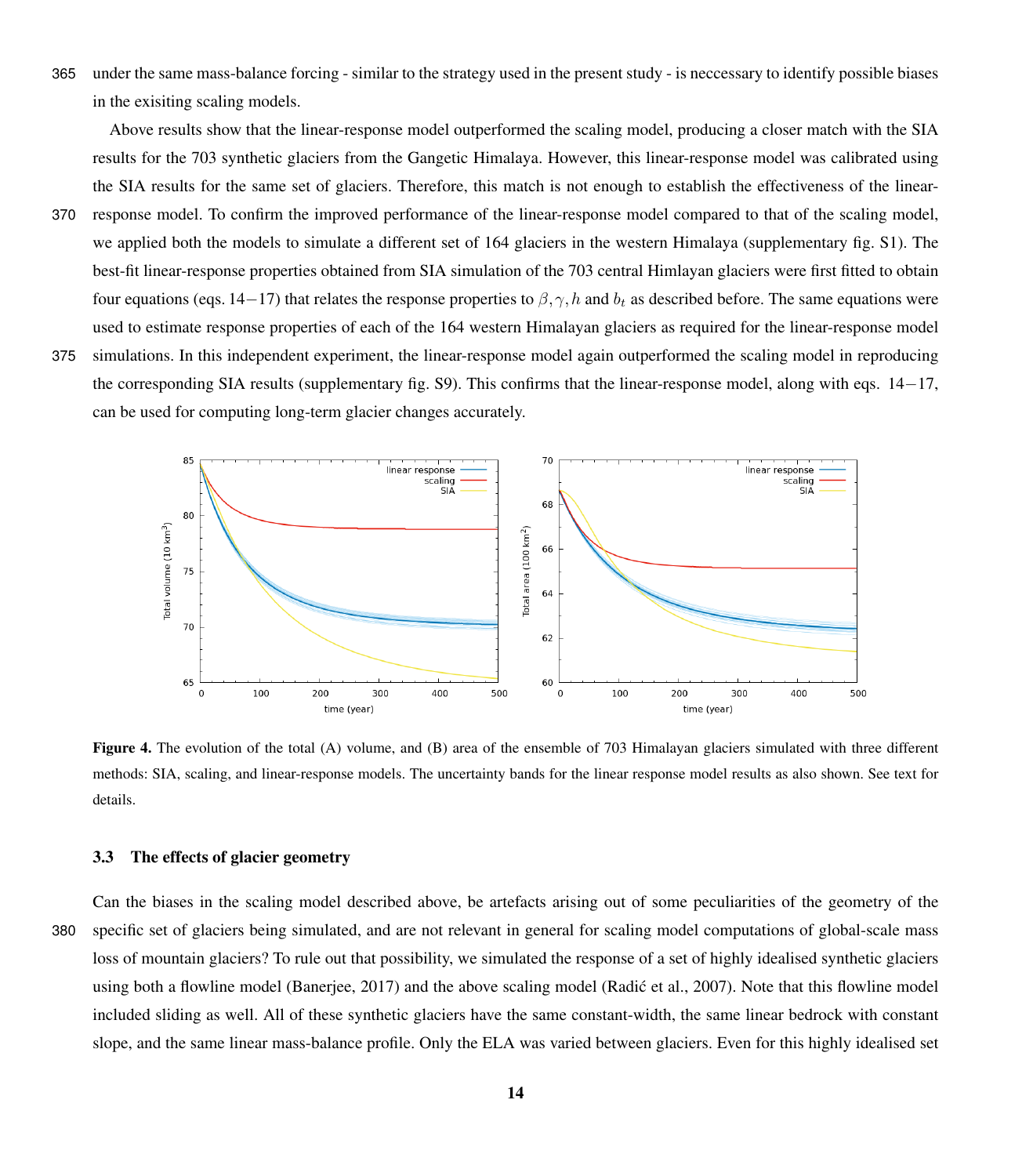under the same mass-balance forcing - similar to the strategy used in the present study - is neccessary to identify possible biases in the exisiting scaling models.

Above results show that the linear-response model outperformed the scaling model, producing a closer match with the SIA results for the 703 synthetic glaciers from the Gangetic Himalaya. However, this linear-response model was calibrated using the SIA results for the same set of glaciers. Therefore, this match is not enough to establish the effectiveness of the linear-response model. To confirm the improved performance of the linear-response model compared to that of the scaling model, we applied both the models to simulate a different set of 164 glaciers in the western Himalaya (supplementary fig. S1). The best-fit linear-response properties obtained from SIA simulation of the 703 central Himlayan glaciers were first fitted to obtain four equations (eqs. 14−17) that relates the response properties to $\beta, \gamma, h$ and $b_t$ as described before. The same equations were used to estimate response properties of each of the 164 western Himalayan glaciers as required for the linear-response model simulations. In this independent experiment, the linear-response model again outperformed the scaling model in reproducing the corresponding SIA results (supplementary fig. S9). This confirms that the linear-response model, along with eqs. 14−17, can be used for computing long-term glacier changes accurately.

**Figure 4.** The evolution of the total (A) volume, and (B) area of the ensemble of 703 Himalayan glaciers simulated with three different methods: SIA, scaling, and linear-response models. The uncertainty bands for the linear response model results as also shown. See text for details.

### 3.3 The effects of glacier geometry

Can the biases in the scaling model described above, be artefacts arising out of some peculiarities of the geometry of the specific set of glaciers being simulated, and are not relevant in general for scaling model computations of global-scale mass loss of mountain glaciers? To rule out that possibility, we simulated the response of a set of highly idealised synthetic glaciers using both a flowline model (Banerjee, 2017) and the above scaling model (Radić et al., 2007). Note that this flowline model included sliding as well. All of these synthetic glaciers have the same constant-width, the same linear bedrock with constant slope, and the same linear mass-balance profile. Only the ELA was varied between glaciers. Even for this highly idealised set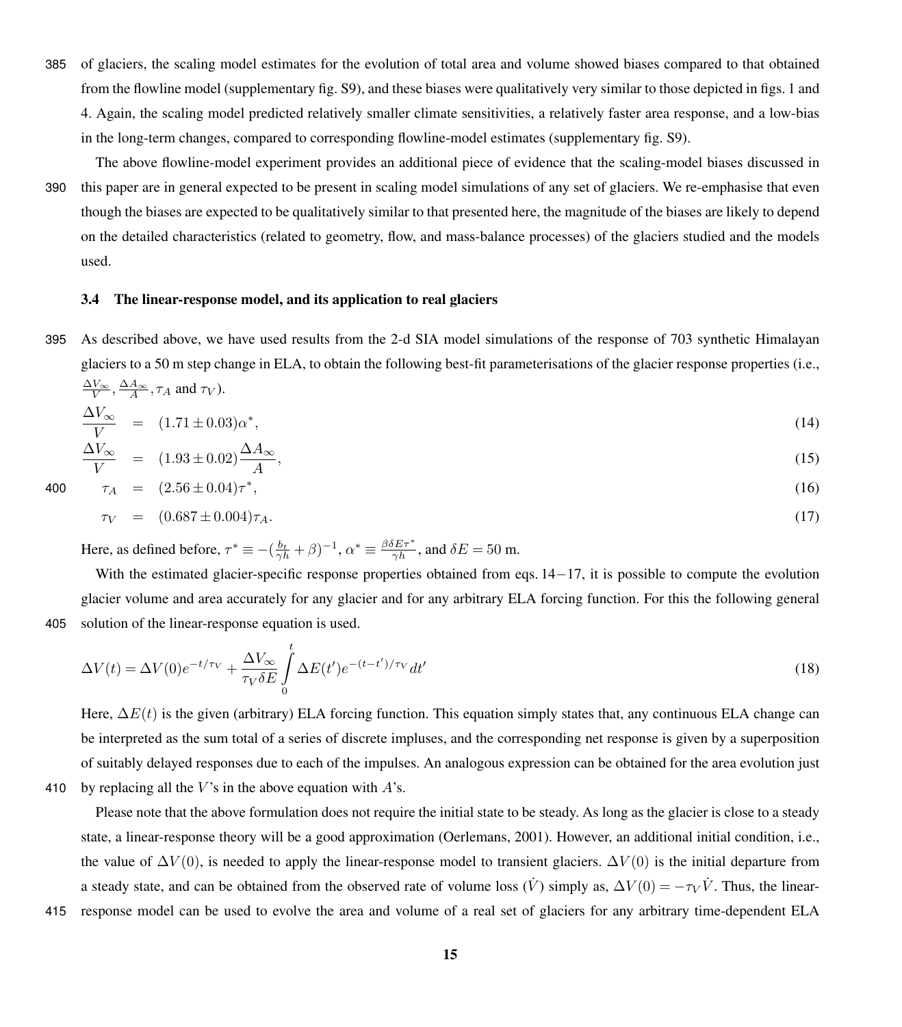of glaciers, the scaling model estimates for the evolution of total area and volume showed biases compared to that obtained from the flowline model (supplementary fig. S9), and these biases were qualitatively very similar to those depicted in figs. 1 and 4. Again, the scaling model predicted relatively smaller climate sensitivities, a relatively faster area response, and a low-bias in the long-term changes, compared to corresponding flowline-model estimates (supplementary fig. S9).

The above flowline-model experiment provides an additional piece of evidence that the scaling-model biases discussed in this paper are in general expected to be present in scaling model simulations of any set of glaciers. We re-emphasise that even though the biases are expected to be qualitatively similar to that presented here, the magnitude of the biases are likely to depend on the detailed characteristics (related to geometry, flow, and mass-balance processes) of the glaciers studied and the models used.

### 3.4 The linear-response model, and its application to real glaciers

As described above, we have used results from the 2-d SIA model simulations of the response of 703 synthetic Himalayan glaciers to a 50 m step change in ELA, to obtain the following best-fit parameterisations of the glacier response properties (i.e., $\frac{\Delta V_\infty}{V}, \frac{\Delta A_\infty}{A}, \tau_A$ and $\tau_V$).

$$\frac{\Delta V_\infty}{V} = (1.71 \pm 0.03)\alpha^*, \tag{14}$$

$$\frac{\Delta V_\infty}{V} = (1.93 \pm 0.02)\frac{\Delta A_\infty}{A}, \tag{15}$$

$$\tau_A = (2.56 \pm 0.04)\tau^*, \tag{16}$$

$$\tau_V = (0.687 \pm 0.004)\tau_A. \tag{17}$$

Here, as defined before, $\tau^* \equiv -(\frac{b_t}{\gamma h} + \beta)^{-1}$, $\alpha^* \equiv \frac{\beta \delta E \tau^*}{\gamma h}$, and $\delta E = 50$ m.

With the estimated glacier-specific response properties obtained from eqs. 14−17, it is possible to compute the evolution glacier volume and area accurately for any glacier and for any arbitrary ELA forcing function. For this the following general solution of the linear-response equation is used.

$$\Delta V(t) = \Delta V(0)e^{-t/\tau_V} + \frac{\Delta V_\infty}{\tau_V \delta E}\int_0^t \Delta E(t')e^{-(t-t')/\tau_V}\,dt' \tag{18}$$

Here, $\Delta E(t)$ is the given (arbitrary) ELA forcing function. This equation simply states that, any continuous ELA change can be interpreted as the sum total of a series of discrete impluses, and the corresponding net response is given by a superposition of suitably delayed responses due to each of the impulses. An analogous expression can be obtained for the area evolution just by replacing all the $V$'s in the above equation with $A$'s.

Please note that the above formulation does not require the initial state to be steady. As long as the glacier is close to a steady state, a linear-response theory will be a good approximation (Oerlemans, 2001). However, an additional initial condition, i.e., the value of $\Delta V(0)$, is needed to apply the linear-response model to transient glaciers. $\Delta V(0)$ is the initial departure from a steady state, and can be obtained from the observed rate of volume loss ($\dot{V}$) simply as, $\Delta V(0) = -\tau_V \dot{V}$. Thus, the linear-response model can be used to evolve the area and volume of a real set of glaciers for any arbitrary time-dependent ELA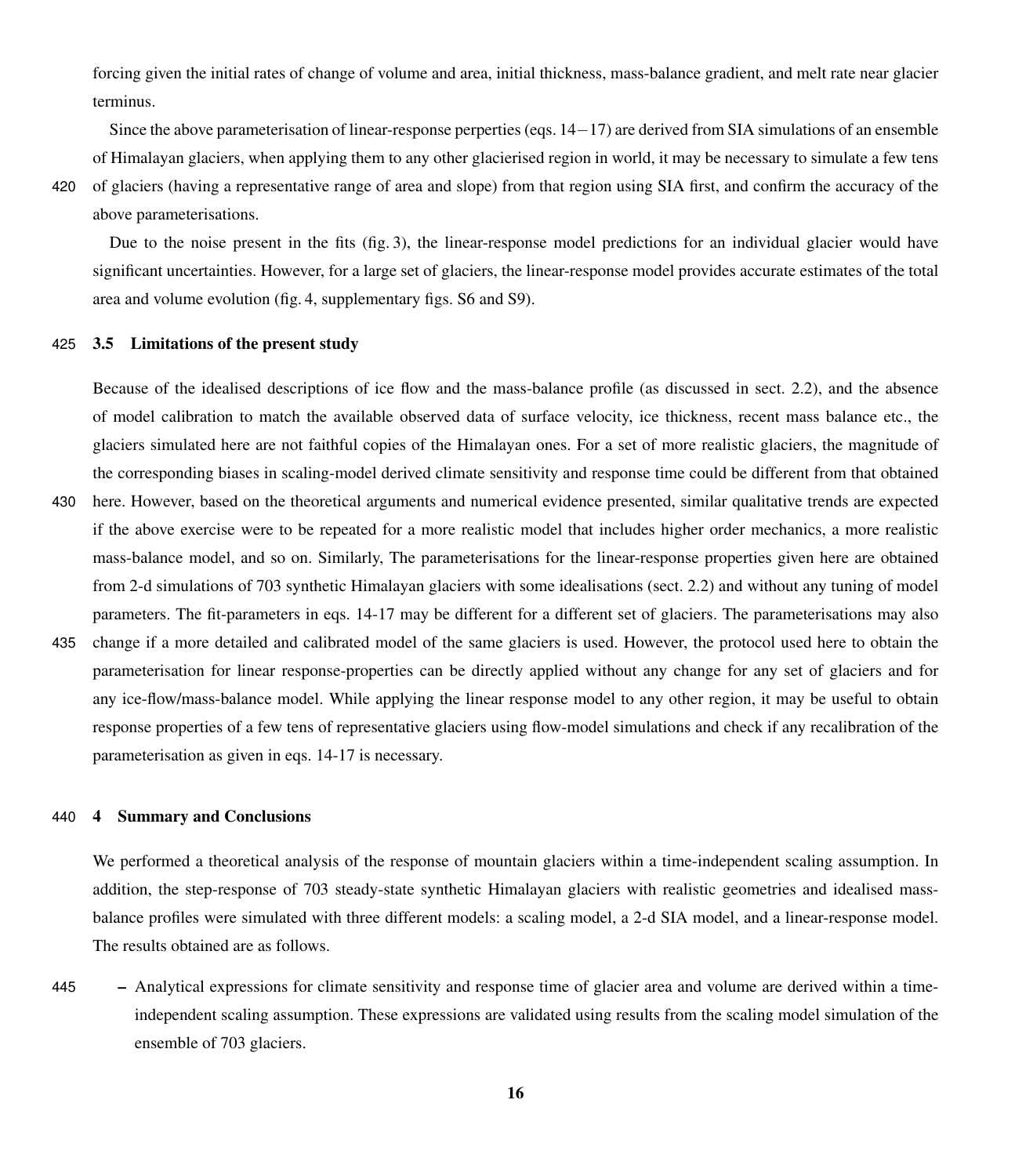forcing given the initial rates of change of volume and area, initial thickness, mass-balance gradient, and melt rate near glacier terminus.

Since the above parameterisation of linear-response perperties (eqs. 14−17) are derived from SIA simulations of an ensemble of Himalayan glaciers, when applying them to any other glacierised region in world, it may be necessary to simulate a few tens of glaciers (having a representative range of area and slope) from that region using SIA first, and confirm the accuracy of the above parameterisations.

Due to the noise present in the fits (fig. 3), the linear-response model predictions for an individual glacier would have significant uncertainties. However, for a large set of glaciers, the linear-response model provides accurate estimates of the total area and volume evolution (fig. 4, supplementary figs. S6 and S9).

### 3.5 Limitations of the present study

Because of the idealised descriptions of ice flow and the mass-balance profile (as discussed in sect. 2.2), and the absence of model calibration to match the available observed data of surface velocity, ice thickness, recent mass balance etc., the glaciers simulated here are not faithful copies of the Himalayan ones. For a set of more realistic glaciers, the magnitude of the corresponding biases in scaling-model derived climate sensitivity and response time could be different from that obtained here. However, based on the theoretical arguments and numerical evidence presented, similar qualitative trends are expected if the above exercise were to be repeated for a more realistic model that includes higher order mechanics, a more realistic mass-balance model, and so on. Similarly, The parameterisations for the linear-response properties given here are obtained from 2-d simulations of 703 synthetic Himalayan glaciers with some idealisations (sect. 2.2) and without any tuning of model parameters. The fit-parameters in eqs. 14-17 may be different for a different set of glaciers. The parameterisations may also change if a more detailed and calibrated model of the same glaciers is used. However, the protocol used here to obtain the parameterisation for linear response-properties can be directly applied without any change for any set of glaciers and for any ice-flow/mass-balance model. While applying the linear response model to any other region, it may be useful to obtain response properties of a few tens of representative glaciers using flow-model simulations and check if any recalibration of the parameterisation as given in eqs. 14-17 is necessary.

## 4 Summary and Conclusions

We performed a theoretical analysis of the response of mountain glaciers within a time-independent scaling assumption. In addition, the step-response of 703 steady-state synthetic Himalayan glaciers with realistic geometries and idealised mass-balance profiles were simulated with three different models: a scaling model, a 2-d SIA model, and a linear-response model. The results obtained are as follows.

- Analytical expressions for climate sensitivity and response time of glacier area and volume are derived within a time-independent scaling assumption. These expressions are validated using results from the scaling model simulation of the ensemble of 703 glaciers.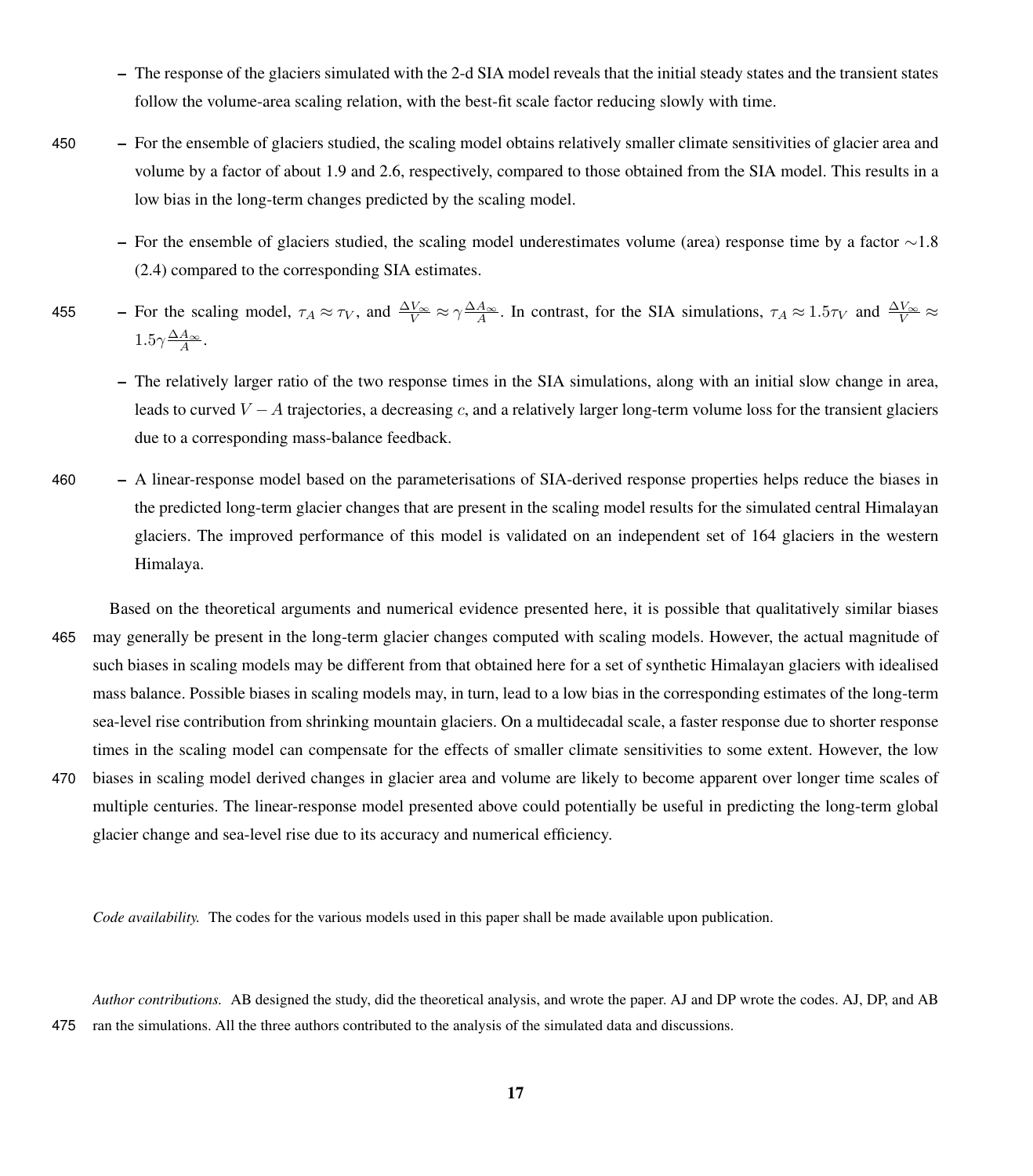- The response of the glaciers simulated with the 2-d SIA model reveals that the initial steady states and the transient states follow the volume-area scaling relation, with the best-fit scale factor reducing slowly with time.
- For the ensemble of glaciers studied, the scaling model obtains relatively smaller climate sensitivities of glacier area and volume by a factor of about 1.9 and 2.6, respectively, compared to those obtained from the SIA model. This results in a low bias in the long-term changes predicted by the scaling model.
- For the ensemble of glaciers studied, the scaling model underestimates volume (area) response time by a factor $\sim$1.8 (2.4) compared to the corresponding SIA estimates.
- For the scaling model, $\tau_A \approx \tau_V$, and $\frac{\Delta V_\infty}{V} \approx \gamma \frac{\Delta A_\infty}{A}$. In contrast, for the SIA simulations, $\tau_A \approx 1.5\tau_V$ and $\frac{\Delta V_\infty}{V} \approx 1.5\gamma \frac{\Delta A_\infty}{A}$.
- The relatively larger ratio of the two response times in the SIA simulations, along with an initial slow change in area, leads to curved $V - A$ trajectories, a decreasing $c$, and a relatively larger long-term volume loss for the transient glaciers due to a corresponding mass-balance feedback.
- A linear-response model based on the parameterisations of SIA-derived response properties helps reduce the biases in the predicted long-term glacier changes that are present in the scaling model results for the simulated central Himalayan glaciers. The improved performance of this model is validated on an independent set of 164 glaciers in the western Himalaya.

Based on the theoretical arguments and numerical evidence presented here, it is possible that qualitatively similar biases may generally be present in the long-term glacier changes computed with scaling models. However, the actual magnitude of such biases in scaling models may be different from that obtained here for a set of synthetic Himalayan glaciers with idealised mass balance. Possible biases in scaling models may, in turn, lead to a low bias in the corresponding estimates of the long-term sea-level rise contribution from shrinking mountain glaciers. On a multidecadal scale, a faster response due to shorter response times in the scaling model can compensate for the effects of smaller climate sensitivities to some extent. However, the low biases in scaling model derived changes in glacier area and volume are likely to become apparent over longer time scales of multiple centuries. The linear-response model presented above could potentially be useful in predicting the long-term global glacier change and sea-level rise due to its accuracy and numerical efficiency.

*Code availability.* The codes for the various models used in this paper shall be made available upon publication.

*Author contributions.* AB designed the study, did the theoretical analysis, and wrote the paper. AJ and DP wrote the codes. AJ, DP, and AB ran the simulations. All the three authors contributed to the analysis of the simulated data and discussions.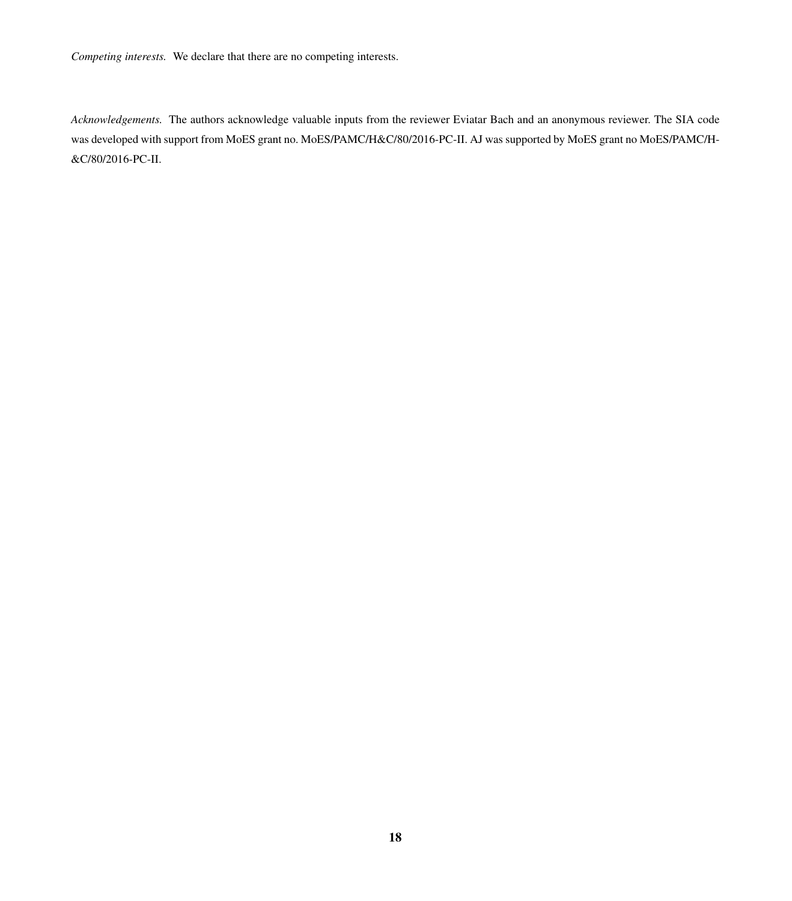*Competing interests.* We declare that there are no competing interests.

*Acknowledgements.* The authors acknowledge valuable inputs from the reviewer Eviatar Bach and an anonymous reviewer. The SIA code was developed with support from MoES grant no. MoES/PAMC/H&C/80/2016-PC-II. AJ was supported by MoES grant no MoES/PAMC/H-&C/80/2016-PC-II.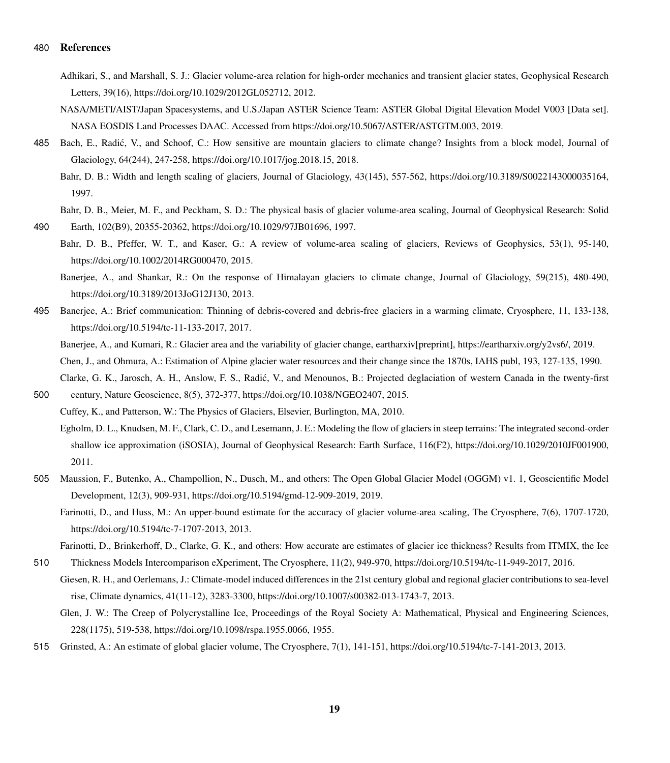## References

Adhikari, S., and Marshall, S. J.: Glacier volume-area relation for high-order mechanics and transient glacier states, Geophysical Research Letters, 39(16), https://doi.org/10.1029/2012GL052712, 2012.

NASA/METI/AIST/Japan Spacesystems, and U.S./Japan ASTER Science Team: ASTER Global Digital Elevation Model V003 [Data set]. NASA EOSDIS Land Processes DAAC. Accessed from https://doi.org/10.5067/ASTER/ASTGTM.003, 2019.

Bach, E., Radić, V., and Schoof, C.: How sensitive are mountain glaciers to climate change? Insights from a block model, Journal of Glaciology, 64(244), 247-258, https://doi.org/10.1017/jog.2018.15, 2018.

Bahr, D. B.: Width and length scaling of glaciers, Journal of Glaciology, 43(145), 557-562, https://doi.org/10.3189/S0022143000035164, 1997.

Bahr, D. B., Meier, M. F., and Peckham, S. D.: The physical basis of glacier volume-area scaling, Journal of Geophysical Research: Solid Earth, 102(B9), 20355-20362, https://doi.org/10.1029/97JB01696, 1997.

Bahr, D. B., Pfeffer, W. T., and Kaser, G.: A review of volume-area scaling of glaciers, Reviews of Geophysics, 53(1), 95-140, https://doi.org/10.1002/2014RG000470, 2015.

Banerjee, A., and Shankar, R.: On the response of Himalayan glaciers to climate change, Journal of Glaciology, 59(215), 480-490, https://doi.org/10.3189/2013JoG12J130, 2013.

Banerjee, A.: Brief communication: Thinning of debris-covered and debris-free glaciers in a warming climate, Cryosphere, 11, 133-138, https://doi.org/10.5194/tc-11-133-2017, 2017.

Banerjee, A., and Kumari, R.: Glacier area and the variability of glacier change, eartharxiv[preprint], https://eartharxiv.org/y2vs6/, 2019.

Chen, J., and Ohmura, A.: Estimation of Alpine glacier water resources and their change since the 1870s, IAHS publ, 193, 127-135, 1990.

Clarke, G. K., Jarosch, A. H., Anslow, F. S., Radić, V., and Menounos, B.: Projected deglaciation of western Canada in the twenty-first century, Nature Geoscience, 8(5), 372-377, https://doi.org/10.1038/NGEO2407, 2015.

Cuffey, K., and Patterson, W.: The Physics of Glaciers, Elsevier, Burlington, MA, 2010.

Egholm, D. L., Knudsen, M. F., Clark, C. D., and Lesemann, J. E.: Modeling the flow of glaciers in steep terrains: The integrated second-order shallow ice approximation (iSOSIA), Journal of Geophysical Research: Earth Surface, 116(F2), https://doi.org/10.1029/2010JF001900, 2011.

Maussion, F., Butenko, A., Champollion, N., Dusch, M., and others: The Open Global Glacier Model (OGGM) v1. 1, Geoscientific Model Development, 12(3), 909-931, https://doi.org/10.5194/gmd-12-909-2019, 2019.

Farinotti, D., and Huss, M.: An upper-bound estimate for the accuracy of glacier volume-area scaling, The Cryosphere, 7(6), 1707-1720, https://doi.org/10.5194/tc-7-1707-2013, 2013.

Farinotti, D., Brinkerhoff, D., Clarke, G. K., and others: How accurate are estimates of glacier ice thickness? Results from ITMIX, the Ice Thickness Models Intercomparison eXperiment, The Cryosphere, 11(2), 949-970, https://doi.org/10.5194/tc-11-949-2017, 2016.

Giesen, R. H., and Oerlemans, J.: Climate-model induced differences in the 21st century global and regional glacier contributions to sea-level rise, Climate dynamics, 41(11-12), 3283-3300, https://doi.org/10.1007/s00382-013-1743-7, 2013.

Glen, J. W.: The Creep of Polycrystalline Ice, Proceedings of the Royal Society A: Mathematical, Physical and Engineering Sciences, 228(1175), 519-538, https://doi.org/10.1098/rspa.1955.0066, 1955.

Grinsted, A.: An estimate of global glacier volume, The Cryosphere, 7(1), 141-151, https://doi.org/10.5194/tc-7-141-2013, 2013.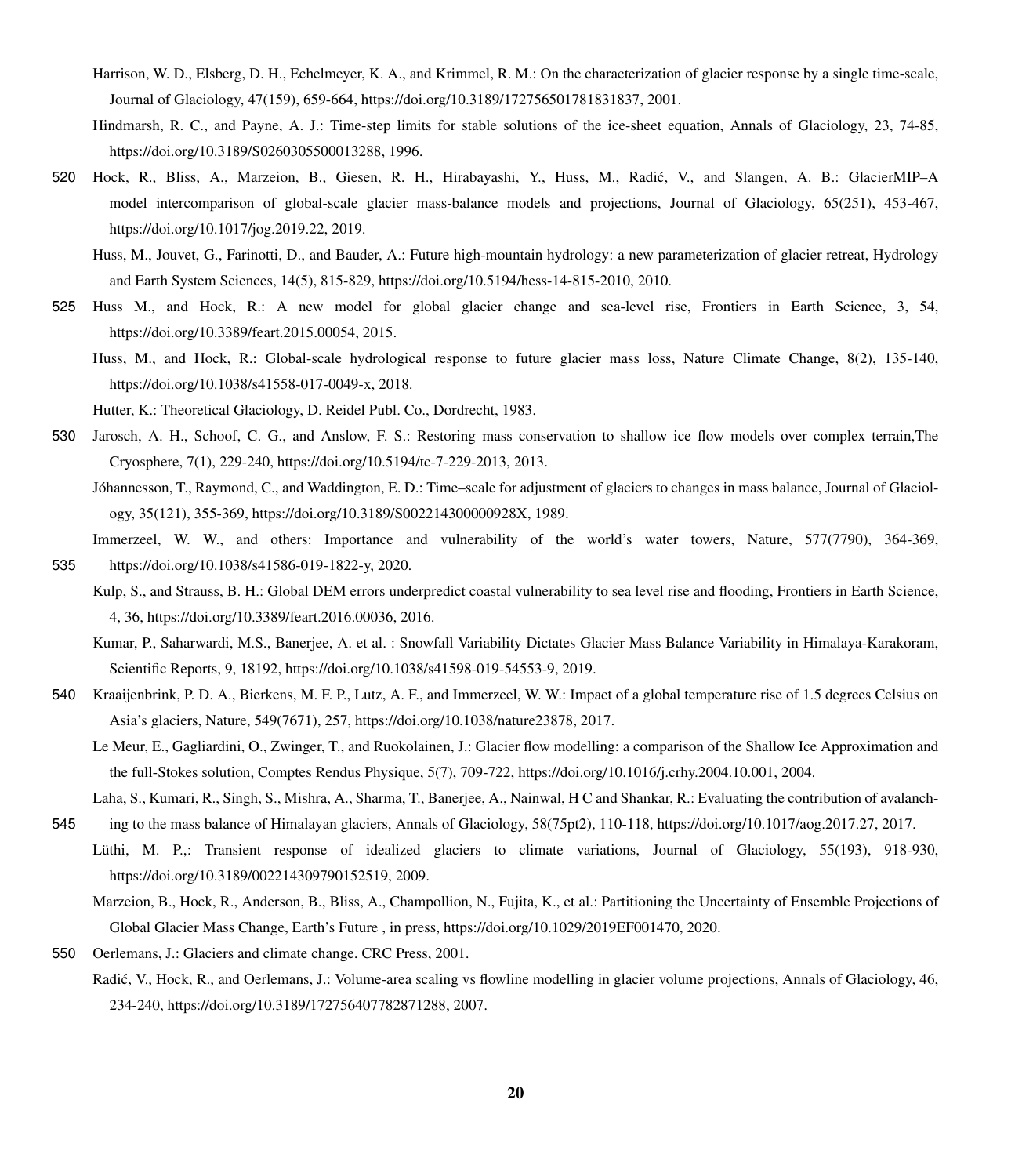Harrison, W. D., Elsberg, D. H., Echelmeyer, K. A., and Krimmel, R. M.: On the characterization of glacier response by a single time-scale, Journal of Glaciology, 47(159), 659-664, https://doi.org/10.3189/172756501781831837, 2001.

Hindmarsh, R. C., and Payne, A. J.: Time-step limits for stable solutions of the ice-sheet equation, Annals of Glaciology, 23, 74-85, https://doi.org/10.3189/S0260305500013288, 1996.

Hock, R., Bliss, A., Marzeion, B., Giesen, R. H., Hirabayashi, Y., Huss, M., Radić, V., and Slangen, A. B.: GlacierMIP–A model intercomparison of global-scale glacier mass-balance models and projections, Journal of Glaciology, 65(251), 453-467, https://doi.org/10.1017/jog.2019.22, 2019.

Huss, M., Jouvet, G., Farinotti, D., and Bauder, A.: Future high-mountain hydrology: a new parameterization of glacier retreat, Hydrology and Earth System Sciences, 14(5), 815-829, https://doi.org/10.5194/hess-14-815-2010, 2010.

Huss M., and Hock, R.: A new model for global glacier change and sea-level rise, Frontiers in Earth Science, 3, 54, https://doi.org/10.3389/feart.2015.00054, 2015.

Huss, M., and Hock, R.: Global-scale hydrological response to future glacier mass loss, Nature Climate Change, 8(2), 135-140, https://doi.org/10.1038/s41558-017-0049-x, 2018.

Hutter, K.: Theoretical Glaciology, D. Reidel Publ. Co., Dordrecht, 1983.

Jarosch, A. H., Schoof, C. G., and Anslow, F. S.: Restoring mass conservation to shallow ice flow models over complex terrain,The Cryosphere, 7(1), 229-240, https://doi.org/10.5194/tc-7-229-2013, 2013.

Jóhannesson, T., Raymond, C., and Waddington, E. D.: Time–scale for adjustment of glaciers to changes in mass balance, Journal of Glaciology, 35(121), 355-369, https://doi.org/10.3189/S002214300000928X, 1989.

Immerzeel, W. W., and others: Importance and vulnerability of the world's water towers, Nature, 577(7790), 364-369, https://doi.org/10.1038/s41586-019-1822-y, 2020.

Kulp, S., and Strauss, B. H.: Global DEM errors underpredict coastal vulnerability to sea level rise and flooding, Frontiers in Earth Science, 4, 36, https://doi.org/10.3389/feart.2016.00036, 2016.

Kumar, P., Saharwardi, M.S., Banerjee, A. et al. : Snowfall Variability Dictates Glacier Mass Balance Variability in Himalaya-Karakoram, Scientific Reports, 9, 18192, https://doi.org/10.1038/s41598-019-54553-9, 2019.

Kraaijenbrink, P. D. A., Bierkens, M. F. P., Lutz, A. F., and Immerzeel, W. W.: Impact of a global temperature rise of 1.5 degrees Celsius on Asia's glaciers, Nature, 549(7671), 257, https://doi.org/10.1038/nature23878, 2017.

Le Meur, E., Gagliardini, O., Zwinger, T., and Ruokolainen, J.: Glacier flow modelling: a comparison of the Shallow Ice Approximation and the full-Stokes solution, Comptes Rendus Physique, 5(7), 709-722, https://doi.org/10.1016/j.crhy.2004.10.001, 2004.

Laha, S., Kumari, R., Singh, S., Mishra, A., Sharma, T., Banerjee, A., Nainwal, H C and Shankar, R.: Evaluating the contribution of avalanching to the mass balance of Himalayan glaciers, Annals of Glaciology, 58(75pt2), 110-118, https://doi.org/10.1017/aog.2017.27, 2017.

Lüthi, M. P.,: Transient response of idealized glaciers to climate variations, Journal of Glaciology, 55(193), 918-930, https://doi.org/10.3189/002214309790152519, 2009.

Marzeion, B., Hock, R., Anderson, B., Bliss, A., Champollion, N., Fujita, K., et al.: Partitioning the Uncertainty of Ensemble Projections of Global Glacier Mass Change, Earth's Future , in press, https://doi.org/10.1029/2019EF001470, 2020.

Oerlemans, J.: Glaciers and climate change. CRC Press, 2001.

Radić, V., Hock, R., and Oerlemans, J.: Volume-area scaling vs flowline modelling in glacier volume projections, Annals of Glaciology, 46, 234-240, https://doi.org/10.3189/172756407782871288, 2007.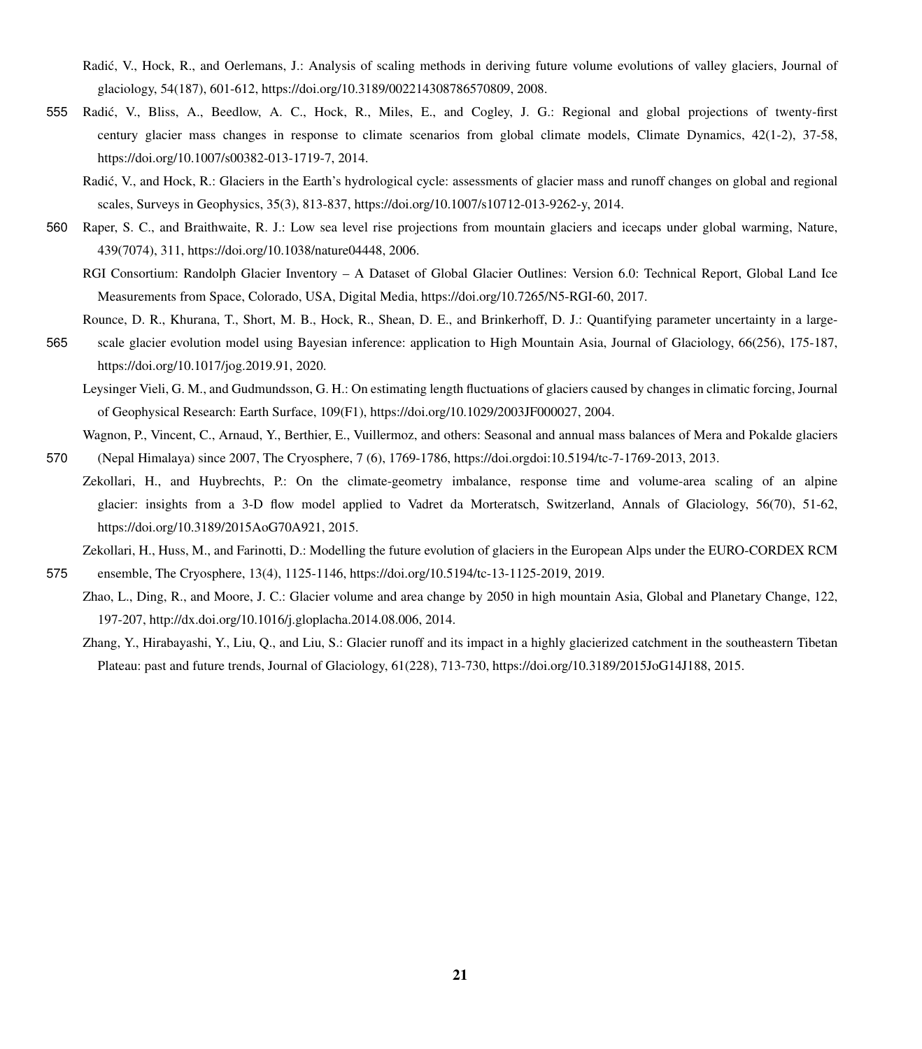Radić, V., Hock, R., and Oerlemans, J.: Analysis of scaling methods in deriving future volume evolutions of valley glaciers, Journal of glaciology, 54(187), 601-612, https://doi.org/10.3189/002214308786570809, 2008.

Radić, V., Bliss, A., Beedlow, A. C., Hock, R., Miles, E., and Cogley, J. G.: Regional and global projections of twenty-first century glacier mass changes in response to climate scenarios from global climate models, Climate Dynamics, 42(1-2), 37-58, https://doi.org/10.1007/s00382-013-1719-7, 2014.

Radić, V., and Hock, R.: Glaciers in the Earth's hydrological cycle: assessments of glacier mass and runoff changes on global and regional scales, Surveys in Geophysics, 35(3), 813-837, https://doi.org/10.1007/s10712-013-9262-y, 2014.

Raper, S. C., and Braithwaite, R. J.: Low sea level rise projections from mountain glaciers and icecaps under global warming, Nature, 439(7074), 311, https://doi.org/10.1038/nature04448, 2006.

RGI Consortium: Randolph Glacier Inventory – A Dataset of Global Glacier Outlines: Version 6.0: Technical Report, Global Land Ice Measurements from Space, Colorado, USA, Digital Media, https://doi.org/10.7265/N5-RGI-60, 2017.

Rounce, D. R., Khurana, T., Short, M. B., Hock, R., Shean, D. E., and Brinkerhoff, D. J.: Quantifying parameter uncertainty in a large-scale glacier evolution model using Bayesian inference: application to High Mountain Asia, Journal of Glaciology, 66(256), 175-187, https://doi.org/10.1017/jog.2019.91, 2020.

Leysinger Vieli, G. M., and Gudmundsson, G. H.: On estimating length fluctuations of glaciers caused by changes in climatic forcing, Journal of Geophysical Research: Earth Surface, 109(F1), https://doi.org/10.1029/2003JF000027, 2004.

Wagnon, P., Vincent, C., Arnaud, Y., Berthier, E., Vuillermoz, and others: Seasonal and annual mass balances of Mera and Pokalde glaciers (Nepal Himalaya) since 2007, The Cryosphere, 7 (6), 1769-1786, https://doi.orgdoi:10.5194/tc-7-1769-2013, 2013.

Zekollari, H., and Huybrechts, P.: On the climate-geometry imbalance, response time and volume-area scaling of an alpine glacier: insights from a 3-D flow model applied to Vadret da Morteratsch, Switzerland, Annals of Glaciology, 56(70), 51-62, https://doi.org/10.3189/2015AoG70A921, 2015.

Zekollari, H., Huss, M., and Farinotti, D.: Modelling the future evolution of glaciers in the European Alps under the EURO-CORDEX RCM ensemble, The Cryosphere, 13(4), 1125-1146, https://doi.org/10.5194/tc-13-1125-2019, 2019.

Zhao, L., Ding, R., and Moore, J. C.: Glacier volume and area change by 2050 in high mountain Asia, Global and Planetary Change, 122, 197-207, http://dx.doi.org/10.1016/j.gloplacha.2014.08.006, 2014.

Zhang, Y., Hirabayashi, Y., Liu, Q., and Liu, S.: Glacier runoff and its impact in a highly glacierized catchment in the southeastern Tibetan Plateau: past and future trends, Journal of Glaciology, 61(228), 713-730, https://doi.org/10.3189/2015JoG14J188, 2015.